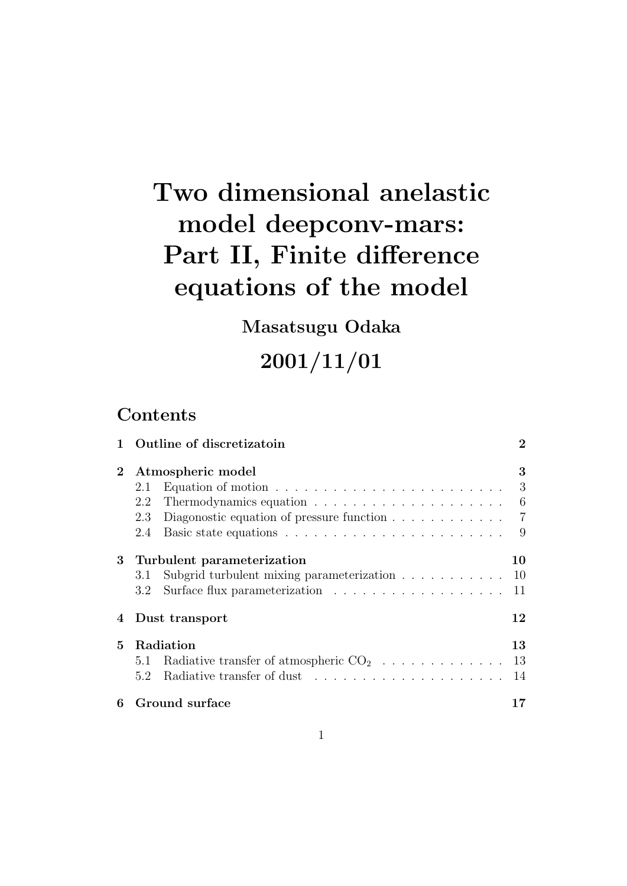# Two dimensional anelastic model deepconv-mars: Part II, Finite difference equations of the model

**Masatsugu Odaka**

**2001/11/01**

## Contents

**1 Outline of discretizatoin** — **2**

**2 Atmospheric model** — **3**
- 2.1 Equation of motion — 3
- 2.2 Thermodynamics equation — 6
- 2.3 Diagonostic equation of pressure function — 7
- 2.4 Basic state equations — 9

**3 Turbulent parameterization** — **10**
- 3.1 Subgrid turbulent mixing parameterization — 10
- 3.2 Surface flux parameterization — 11

**4 Dust transport** — **12**

**5 Radiation** — **13**
- 5.1 Radiative transfer of atmospheric $CO_2$ — 13
- 5.2 Radiative transfer of dust — 14

**6 Ground surface** — **17**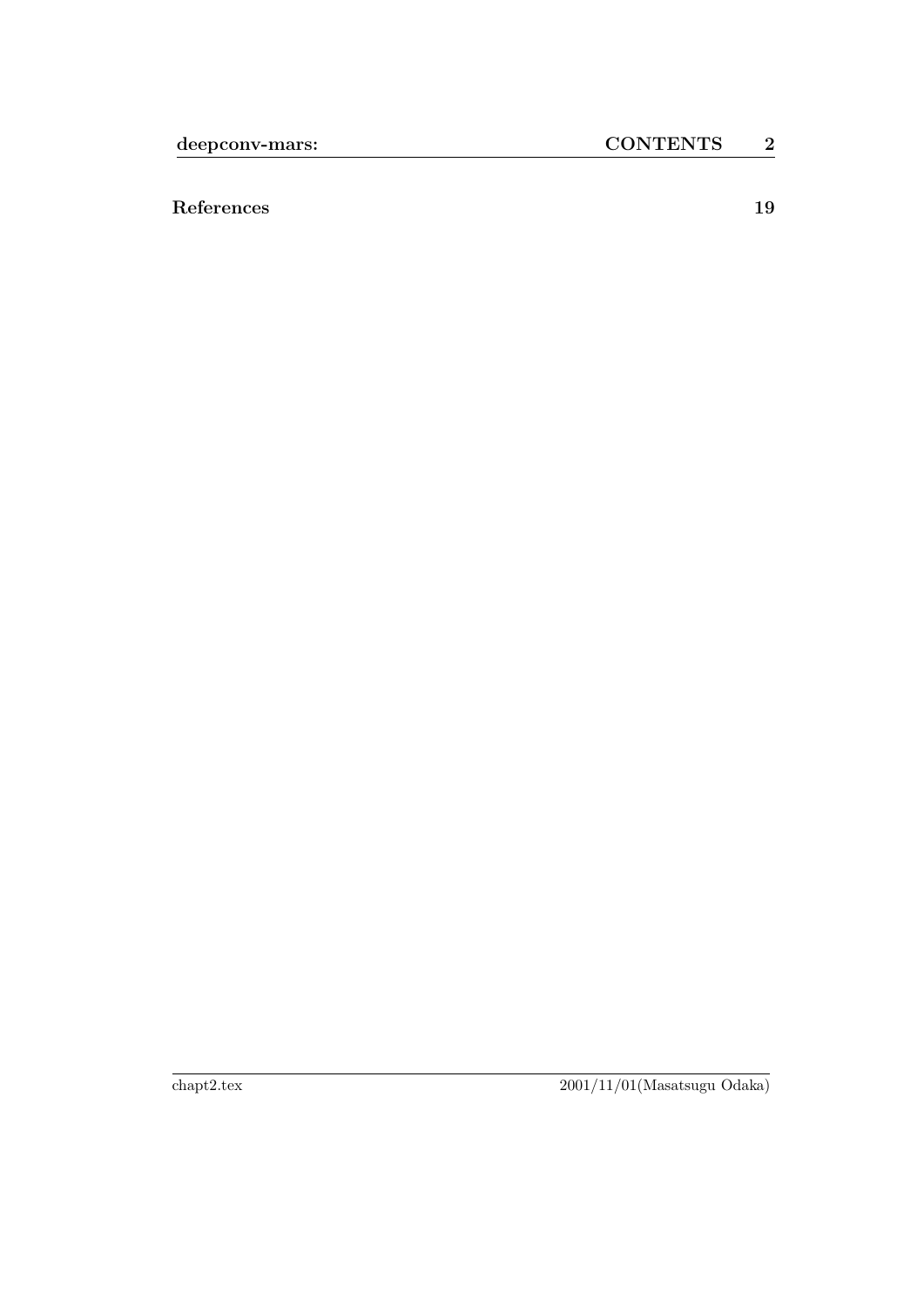**References** **19**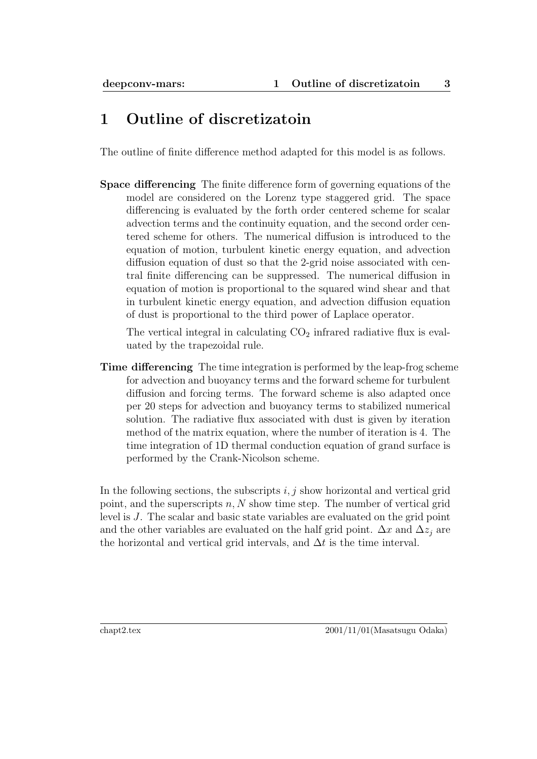# 1 Outline of discretizatoin

The outline of finite difference method adapted for this model is as follows.

**Space differencing** The finite difference form of governing equations of the model are considered on the Lorenz type staggered grid. The space differencing is evaluated by the forth order centered scheme for scalar advection terms and the continuity equation, and the second order centered scheme for others. The numerical diffusion is introduced to the equation of motion, turbulent kinetic energy equation, and advection diffusion equation of dust so that the 2-grid noise associated with central finite differencing can be suppressed. The numerical diffusion in equation of motion is proportional to the squared wind shear and that in turbulent kinetic energy equation, and advection diffusion equation of dust is proportional to the third power of Laplace operator.

The vertical integral in calculating $CO_2$ infrared radiative flux is evaluated by the trapezoidal rule.

**Time differencing** The time integration is performed by the leap-frog scheme for advection and buoyancy terms and the forward scheme for turbulent diffusion and forcing terms. The forward scheme is also adapted once per 20 steps for advection and buoyancy terms to stabilized numerical solution. The radiative flux associated with dust is given by iteration method of the matrix equation, where the number of iteration is 4. The time integration of 1D thermal conduction equation of grand surface is performed by the Crank-Nicolson scheme.

In the following sections, the subscripts $i, j$ show horizontal and vertical grid point, and the superscripts $n, N$ show time step. The number of vertical grid level is $J$. The scalar and basic state variables are evaluated on the grid point and the other variables are evaluated on the half grid point. $\Delta x$ and $\Delta z_j$ are the horizontal and vertical grid intervals, and $\Delta t$ is the time interval.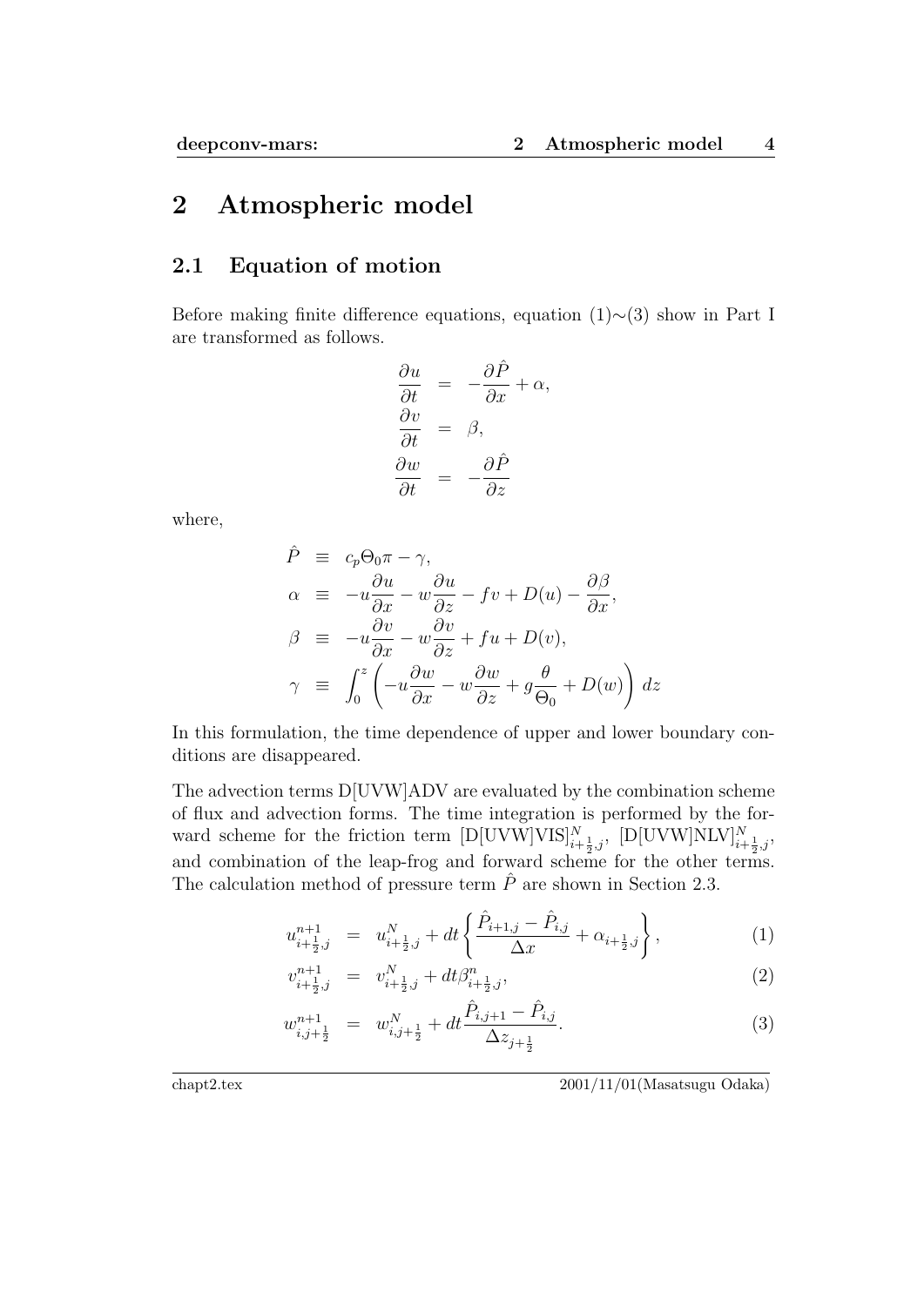# 2 Atmospheric model

## 2.1 Equation of motion

Before making finite difference equations, equation (1)∼(3) show in Part I are transformed as follows.

$$
\begin{aligned}
\frac{\partial u}{\partial t} &= -\frac{\partial \hat{P}}{\partial x} + \alpha, \\
\frac{\partial v}{\partial t} &= \beta, \\
\frac{\partial w}{\partial t} &= -\frac{\partial \hat{P}}{\partial z}
\end{aligned}
$$

where,

$$
\begin{aligned}
\hat{P} &\equiv c_p \Theta_0 \pi - \gamma, \\
\alpha &\equiv -u\frac{\partial u}{\partial x} - w\frac{\partial u}{\partial z} - fv + D(u) - \frac{\partial \beta}{\partial x}, \\
\beta &\equiv -u\frac{\partial v}{\partial x} - w\frac{\partial v}{\partial z} + fu + D(v), \\
\gamma &\equiv \int_0^z \left( -u\frac{\partial w}{\partial x} - w\frac{\partial w}{\partial z} + g\frac{\theta}{\Theta_0} + D(w) \right) dz
\end{aligned}
$$

In this formulation, the time dependence of upper and lower boundary conditions are disappeared.

The advection terms D[UVW]ADV are evaluated by the combination scheme of flux and advection forms. The time integration is performed by the forward scheme for the friction term $[\mathrm{D[UVW]VIS}]^N_{i+\frac{1}{2},j}$, $[\mathrm{D[UVW]NLV}]^N_{i+\frac{1}{2},j}$, and combination of the leap-frog and forward scheme for the other terms. The calculation method of pressure term $\hat{P}$ are shown in Section 2.3.

$$
u^{n+1}_{i+\frac{1}{2},j} = u^N_{i+\frac{1}{2},j} + dt \left\{ \frac{\hat{P}_{i+1,j} - \hat{P}_{i,j}}{\Delta x} + \alpha_{i+\frac{1}{2},j} \right\}, \tag{1}
$$

$$
v^{n+1}_{i+\frac{1}{2},j} = v^N_{i+\frac{1}{2},j} + dt \beta^n_{i+\frac{1}{2},j}, \tag{2}
$$

$$
w^{n+1}_{i,j+\frac{1}{2}} = w^N_{i,j+\frac{1}{2}} + dt \frac{\hat{P}_{i,j+1} - \hat{P}_{i,j}}{\Delta z_{j+\frac{1}{2}}}. \tag{3}
$$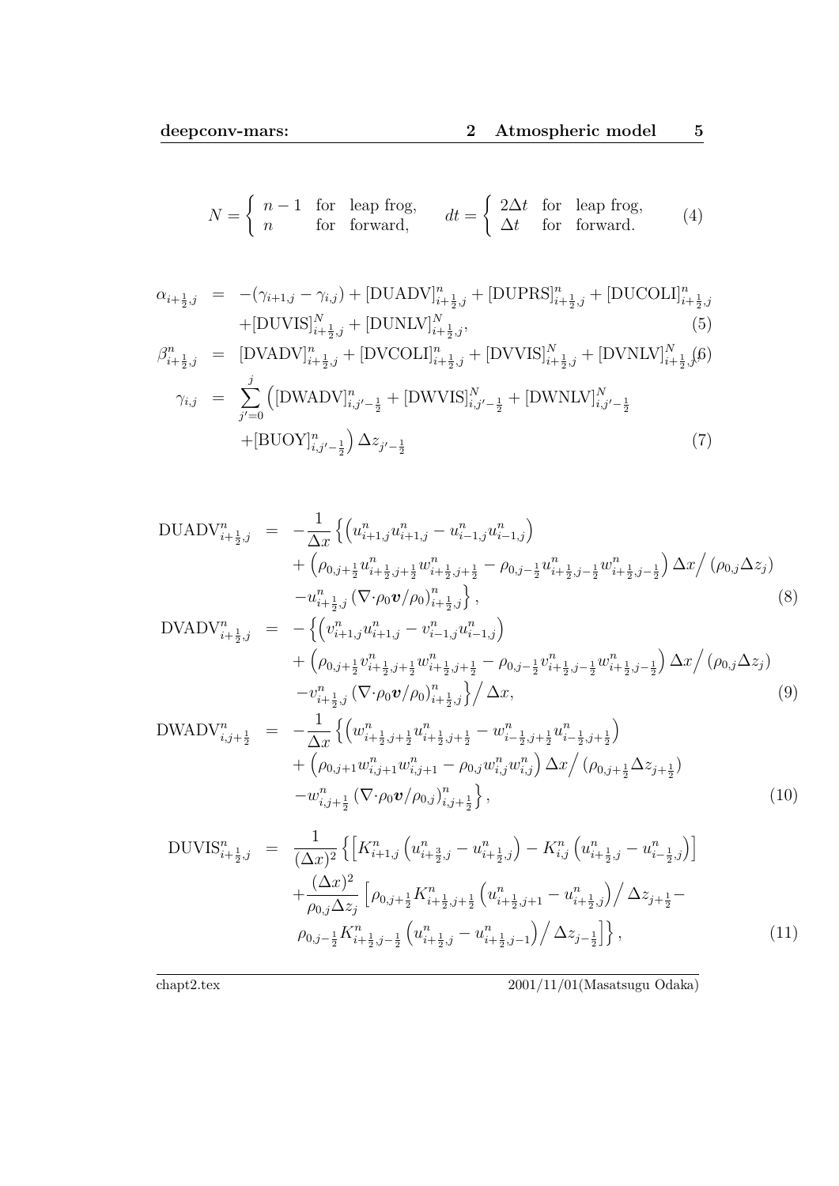$$
N = \left\{ \begin{array}{lll} n-1 & \text{for} & \text{leap frog}, \\ n & \text{for} & \text{forward}, \end{array} \right. \qquad dt = \left\{ \begin{array}{lll} 2\Delta t & \text{for} & \text{leap frog}, \\ \Delta t & \text{for} & \text{forward}. \end{array} \right. \tag{4}
$$

$$
\begin{aligned}
\alpha_{i+\frac{1}{2},j} &= -(\gamma_{i+1,j} - \gamma_{i,j}) + [\text{DUADV}]^n_{i+\frac{1}{2},j} + [\text{DUPRS}]^n_{i+\frac{1}{2},j} + [\text{DUCOLI}]^n_{i+\frac{1}{2},j} \\
&\quad + [\text{DUVIS}]^N_{i+\frac{1}{2},j} + [\text{DUNLV}]^N_{i+\frac{1}{2},j}, \qquad (5) \\
\beta^n_{i+\frac{1}{2},j} &= [\text{DVADV}]^n_{i+\frac{1}{2},j} + [\text{DVCOLI}]^n_{i+\frac{1}{2},j} + [\text{DVVIS}]^N_{i+\frac{1}{2},j} + [\text{DVNLV}]^N_{i+\frac{1}{2},j} \qquad (6) \\
\gamma_{i,j} &= \sum_{j'=0}^{j} \Big( [\text{DWADV}]^n_{i,j'-\frac{1}{2}} + [\text{DWVIS}]^N_{i,j'-\frac{1}{2}} + [\text{DWNLV}]^N_{i,j'-\frac{1}{2}} \\
&\quad + [\text{BUOY}]^n_{i,j'-\frac{1}{2}} \Big) \Delta z_{j'-\frac{1}{2}} \qquad (7)
\end{aligned}
$$

$$
\begin{aligned}
\text{DUADV}^n_{i+\frac{1}{2},j} &= -\frac{1}{\Delta x} \Big\{ \Big( u^n_{i+1,j} u^n_{i+1,j} - u^n_{i-1,j} u^n_{i-1,j} \Big) \\
&\quad + \Big( \rho_{0,j+\frac{1}{2}} u^n_{i+\frac{1}{2},j+\frac{1}{2}} w^n_{i+\frac{1}{2},j+\frac{1}{2}} - \rho_{0,j-\frac{1}{2}} u^n_{i+\frac{1}{2},j-\frac{1}{2}} w^n_{i+\frac{1}{2},j-\frac{1}{2}} \Big) \Delta x \Big/ (\rho_{0,j} \Delta z_j) \\
&\quad - u^n_{i+\frac{1}{2},j} \left( \nabla \cdot \rho_0 \boldsymbol{v} / \rho_0 \right)^n_{i+\frac{1}{2},j} \Big\}, \qquad (8) \\
\text{DVADV}^n_{i+\frac{1}{2},j} &= - \Big\{ \Big( v^n_{i+1,j} u^n_{i+1,j} - v^n_{i-1,j} u^n_{i-1,j} \Big) \\
&\quad + \Big( \rho_{0,j+\frac{1}{2}} v^n_{i+\frac{1}{2},j+\frac{1}{2}} w^n_{i+\frac{1}{2},j+\frac{1}{2}} - \rho_{0,j-\frac{1}{2}} v^n_{i+\frac{1}{2},j-\frac{1}{2}} w^n_{i+\frac{1}{2},j-\frac{1}{2}} \Big) \Delta x \Big/ (\rho_{0,j} \Delta z_j) \\
&\quad - v^n_{i+\frac{1}{2},j} \left( \nabla \cdot \rho_0 \boldsymbol{v} / \rho_0 \right)^n_{i+\frac{1}{2},j} \Big\} \Big/ \Delta x, \qquad (9) \\
\text{DWADV}^n_{i,j+\frac{1}{2}} &= -\frac{1}{\Delta x} \Big\{ \Big( w^n_{i+\frac{1}{2},j+\frac{1}{2}} u^n_{i+\frac{1}{2},j+\frac{1}{2}} - w^n_{i-\frac{1}{2},j+\frac{1}{2}} u^n_{i-\frac{1}{2},j+\frac{1}{2}} \Big) \\
&\quad + \Big( \rho_{0,j+1} w^n_{i,j+1} w^n_{i,j+1} - \rho_{0,j} w^n_{i,j} w^n_{i,j} \Big) \Delta x \Big/ (\rho_{0,j+\frac{1}{2}} \Delta z_{j+\frac{1}{2}}) \\
&\quad - w^n_{i,j+\frac{1}{2}} \left( \nabla \cdot \rho_0 \boldsymbol{v} / \rho_{0,j} \right)^n_{i,j+\frac{1}{2}} \Big\}, \qquad (10)
\end{aligned}
$$

$$
\begin{aligned}
\text{DUVIS}^n_{i+\frac{1}{2},j} &= \frac{1}{(\Delta x)^2} \Big\{ \Big[ K^n_{i+1,j} \Big( u^n_{i+\frac{3}{2},j} - u^n_{i+\frac{1}{2},j} \Big) - K^n_{i,j} \Big( u^n_{i+\frac{1}{2},j} - u^n_{i-\frac{1}{2},j} \Big) \Big] \\
&\quad + \frac{(\Delta x)^2}{\rho_{0,j} \Delta z_j} \Big[ \rho_{0,j+\frac{1}{2}} K^n_{i+\frac{1}{2},j+\frac{1}{2}} \Big( u^n_{i+\frac{1}{2},j+1} - u^n_{i+\frac{1}{2},j} \Big) \Big/ \Delta z_{j+\frac{1}{2}} - \\
&\quad \rho_{0,j-\frac{1}{2}} K^n_{i+\frac{1}{2},j-\frac{1}{2}} \Big( u^n_{i+\frac{1}{2},j} - u^n_{i+\frac{1}{2},j-1} \Big) \Big/ \Delta z_{j-\frac{1}{2}} \Big] \Big\}, \qquad (11)
\end{aligned}
$$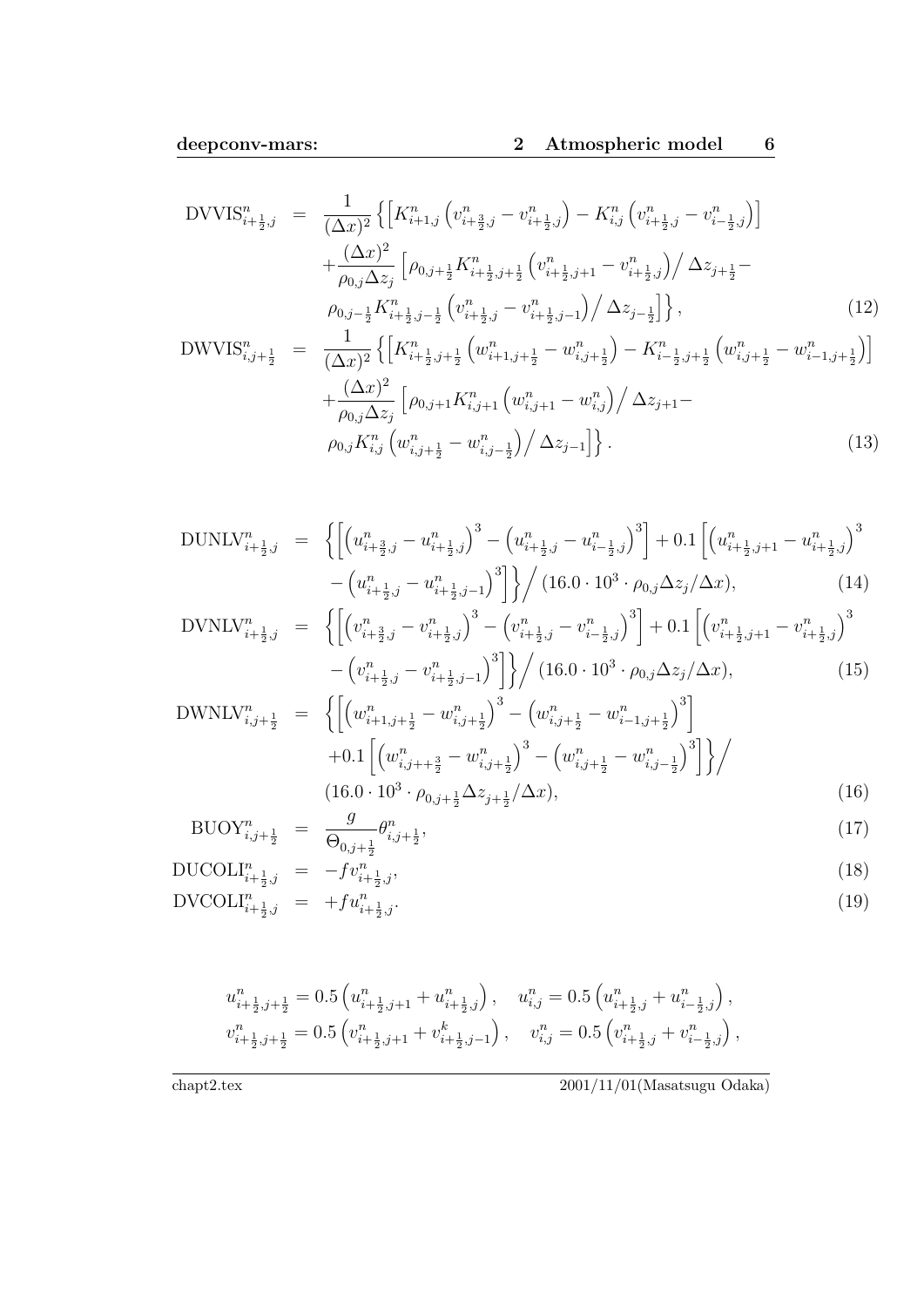$$
\begin{aligned}
\mathrm{DVVIS}^n_{i+\frac{1}{2},j} &= \frac{1}{(\Delta x)^2}\left\{\left[K^n_{i+1,j}\left(v^n_{i+\frac{3}{2},j}-v^n_{i+\frac{1}{2},j}\right)-K^n_{i,j}\left(v^n_{i+\frac{1}{2},j}-v^n_{i-\frac{1}{2},j}\right)\right]\right.\\
&\quad+\frac{(\Delta x)^2}{\rho_{0,j}\Delta z_j}\left[\rho_{0,j+\frac{1}{2}}K^n_{i+\frac{1}{2},j+\frac{1}{2}}\left(v^n_{i+\frac{1}{2},j+1}-v^n_{i+\frac{1}{2},j}\right)\Big/\Delta z_{j+\frac{1}{2}}-\right.\\
&\quad\left.\left.\rho_{0,j-\frac{1}{2}}K^n_{i+\frac{1}{2},j-\frac{1}{2}}\left(v^n_{i+\frac{1}{2},j}-v^n_{i+\frac{1}{2},j-1}\right)\Big/\Delta z_{j-\frac{1}{2}}\right]\right\}, \qquad (12)\\
\mathrm{DWVIS}^n_{i,j+\frac{1}{2}} &= \frac{1}{(\Delta x)^2}\left\{\left[K^n_{i+\frac{1}{2},j+\frac{1}{2}}\left(w^n_{i+1,j+\frac{1}{2}}-w^n_{i,j+\frac{1}{2}}\right)-K^n_{i-\frac{1}{2},j+\frac{1}{2}}\left(w^n_{i,j+\frac{1}{2}}-w^n_{i-1,j+\frac{1}{2}}\right)\right]\right.\\
&\quad+\frac{(\Delta x)^2}{\rho_{0,j}\Delta z_j}\left[\rho_{0,j+1}K^n_{i,j+1}\left(w^n_{i,j+1}-w^n_{i,j}\right)\Big/\Delta z_{j+1}-\right.\\
&\quad\left.\left.\rho_{0,j}K^n_{i,j}\left(w^n_{i,j+\frac{1}{2}}-w^n_{i,j-\frac{1}{2}}\right)\Big/\Delta z_{j-1}\right]\right\}. \qquad (13)
\end{aligned}
$$

$$
\begin{aligned}
\mathrm{DUNLV}^n_{i+\frac{1}{2},j} &= \left\{\left[\left(u^n_{i+\frac{3}{2},j}-u^n_{i+\frac{1}{2},j}\right)^3-\left(u^n_{i+\frac{1}{2},j}-u^n_{i-\frac{1}{2},j}\right)^3\right]+0.1\left[\left(u^n_{i+\frac{1}{2},j+1}-u^n_{i+\frac{1}{2},j}\right)^3\right.\right.\\
&\quad\left.\left.-\left(u^n_{i+\frac{1}{2},j}-u^n_{i+\frac{1}{2},j-1}\right)^3\right]\right\}\Big/\left(16.0\cdot 10^3\cdot\rho_{0,j}\Delta z_j/\Delta x\right), \qquad (14)\\
\mathrm{DVNLV}^n_{i+\frac{1}{2},j} &= \left\{\left[\left(v^n_{i+\frac{3}{2},j}-v^n_{i+\frac{1}{2},j}\right)^3-\left(v^n_{i+\frac{1}{2},j}-v^n_{i-\frac{1}{2},j}\right)^3\right]+0.1\left[\left(v^n_{i+\frac{1}{2},j+1}-v^n_{i+\frac{1}{2},j}\right)^3\right.\right.\\
&\quad\left.\left.-\left(v^n_{i+\frac{1}{2},j}-v^n_{i+\frac{1}{2},j-1}\right)^3\right]\right\}\Big/\left(16.0\cdot 10^3\cdot\rho_{0,j}\Delta z_j/\Delta x\right), \qquad (15)\\
\mathrm{DWNLV}^n_{i,j+\frac{1}{2}} &= \left\{\left[\left(w^n_{i+1,j+\frac{1}{2}}-w^n_{i,j+\frac{1}{2}}\right)^3-\left(w^n_{i,j+\frac{1}{2}}-w^n_{i-1,j+\frac{1}{2}}\right)^3\right]\right.\\
&\quad\left.+0.1\left[\left(w^n_{i,j++\frac{3}{2}}-w^n_{i,j+\frac{1}{2}}\right)^3-\left(w^n_{i,j+\frac{1}{2}}-w^n_{i,j-\frac{1}{2}}\right)^3\right]\right\}\Big/\\
&\quad\left(16.0\cdot 10^3\cdot\rho_{0,j+\frac{1}{2}}\Delta z_{j+\frac{1}{2}}/\Delta x\right), \qquad (16)\\
\mathrm{BUOY}^n_{i,j+\frac{1}{2}} &= \frac{g}{\Theta_{0,j+\frac{1}{2}}}\theta^n_{i,j+\frac{1}{2}}, \qquad (17)\\
\mathrm{DUCOLI}^n_{i+\frac{1}{2},j} &= -fv^n_{i+\frac{1}{2},j}, \qquad (18)\\
\mathrm{DVCOLI}^n_{i+\frac{1}{2},j} &= +fu^n_{i+\frac{1}{2},j}. \qquad (19)
\end{aligned}
$$

$$
u^n_{i+\frac{1}{2},j+\frac{1}{2}} = 0.5\left(u^n_{i+\frac{1}{2},j+1}+u^n_{i+\frac{1}{2},j}\right), \quad u^n_{i,j} = 0.5\left(u^n_{i+\frac{1}{2},j}+u^n_{i-\frac{1}{2},j}\right),
$$

$$
v^n_{i+\frac{1}{2},j+\frac{1}{2}} = 0.5\left(v^n_{i+\frac{1}{2},j+1}+v^k_{i+\frac{1}{2},j-1}\right), \quad v^n_{i,j} = 0.5\left(v^n_{i+\frac{1}{2},j}+v^n_{i-\frac{1}{2},j}\right),
$$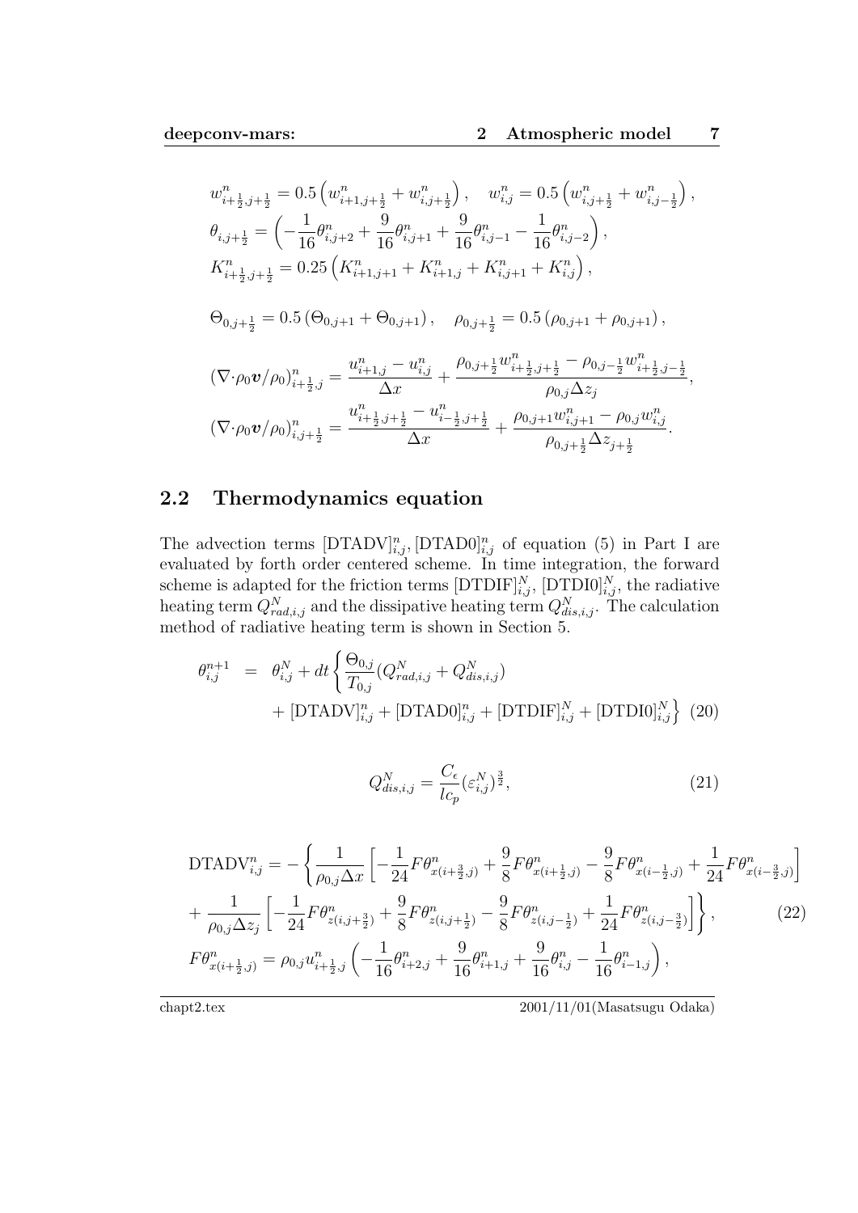$$
w^n_{i+\frac{1}{2},j+\frac{1}{2}} = 0.5\left(w^n_{i+1,j+\frac{1}{2}} + w^n_{i,j+\frac{1}{2}}\right), \quad w^n_{i,j} = 0.5\left(w^n_{i,j+\frac{1}{2}} + w^n_{i,j-\frac{1}{2}}\right),
$$

$$
\theta_{i,j+\frac{1}{2}} = \left(-\frac{1}{16}\theta^n_{i,j+2} + \frac{9}{16}\theta^n_{i,j+1} + \frac{9}{16}\theta^n_{i,j-1} - \frac{1}{16}\theta^n_{i,j-2}\right),
$$

$$
K^n_{i+\frac{1}{2},j+\frac{1}{2}} = 0.25\left(K^n_{i+1,j+1} + K^n_{i+1,j} + K^n_{i,j+1} + K^n_{i,j}\right),
$$

$$
\Theta_{0,j+\frac{1}{2}} = 0.5\left(\Theta_{0,j+1} + \Theta_{0,j+1}\right), \quad \rho_{0,j+\frac{1}{2}} = 0.5\left(\rho_{0,j+1} + \rho_{0,j+1}\right),
$$

$$
(\nabla\cdot\rho_0\boldsymbol{v}/\rho_0)^n_{i+\frac{1}{2},j} = \frac{u^n_{i+1,j} - u^n_{i,j}}{\Delta x} + \frac{\rho_{0,j+\frac{1}{2}} w^n_{i+\frac{1}{2},j+\frac{1}{2}} - \rho_{0,j-\frac{1}{2}} w^n_{i+\frac{1}{2},j-\frac{1}{2}}}{\rho_{0,j}\Delta z_j},
$$

$$
(\nabla\cdot\rho_0\boldsymbol{v}/\rho_0)^n_{i,j+\frac{1}{2}} = \frac{u^n_{i+\frac{1}{2},j+\frac{1}{2}} - u^n_{i-\frac{1}{2},j+\frac{1}{2}}}{\Delta x} + \frac{\rho_{0,j+1} w^n_{i,j+1} - \rho_{0,j} w^n_{i,j}}{\rho_{0,j+\frac{1}{2}}\Delta z_{j+\frac{1}{2}}}.
$$

## 2.2 Thermodynamics equation

The advection terms $[\mathrm{DTADV}]^n_{i,j}, [\mathrm{DTAD0}]^n_{i,j}$ of equation (5) in Part I are evaluated by forth order centered scheme. In time integration, the forward scheme is adapted for the friction terms $[\mathrm{DTDIF}]^N_{i,j}$, $[\mathrm{DTDI0}]^N_{i,j}$, the radiative heating term $Q^N_{rad,i,j}$ and the dissipative heating term $Q^N_{dis,i,j}$. The calculation method of radiative heating term is shown in Section 5.

$$
\begin{aligned}
\theta^{n+1}_{i,j} &= \theta^N_{i,j} + dt\left\{\frac{\Theta_{0,j}}{T_{0,j}}(Q^N_{rad,i,j} + Q^N_{dis,i,j})\right. \\
&\quad \left. + [\mathrm{DTADV}]^n_{i,j} + [\mathrm{DTAD0}]^n_{i,j} + [\mathrm{DTDIF}]^N_{i,j} + [\mathrm{DTDI0}]^N_{i,j}\right\} \quad (20)
\end{aligned}
$$

$$
Q^N_{dis,i,j} = \frac{C_\epsilon}{l c_p}(\varepsilon^N_{i,j})^{\frac{3}{2}}, \quad (21)
$$

$$
\begin{aligned}
\mathrm{DTADV}^n_{i,j} &= -\left\{\frac{1}{\rho_{0,j}\Delta x}\left[-\frac{1}{24}F\theta^n_{x(i+\frac{3}{2},j)} + \frac{9}{8}F\theta^n_{x(i+\frac{1}{2},j)} - \frac{9}{8}F\theta^n_{x(i-\frac{1}{2},j)} + \frac{1}{24}F\theta^n_{x(i-\frac{3}{2},j)}\right]\right. \\
&\quad \left. + \frac{1}{\rho_{0,j}\Delta z_j}\left[-\frac{1}{24}F\theta^n_{z(i,j+\frac{3}{2})} + \frac{9}{8}F\theta^n_{z(i,j+\frac{1}{2})} - \frac{9}{8}F\theta^n_{z(i,j-\frac{1}{2})} + \frac{1}{24}F\theta^n_{z(i,j-\frac{3}{2})}\right]\right\}, \quad (22) \\
F\theta^n_{x(i+\frac{1}{2},j)} &= \rho_{0,j} u^n_{i+\frac{1}{2},j}\left(-\frac{1}{16}\theta^n_{i+2,j} + \frac{9}{16}\theta^n_{i+1,j} + \frac{9}{16}\theta^n_{i,j} - \frac{1}{16}\theta^n_{i-1,j}\right),
\end{aligned}
$$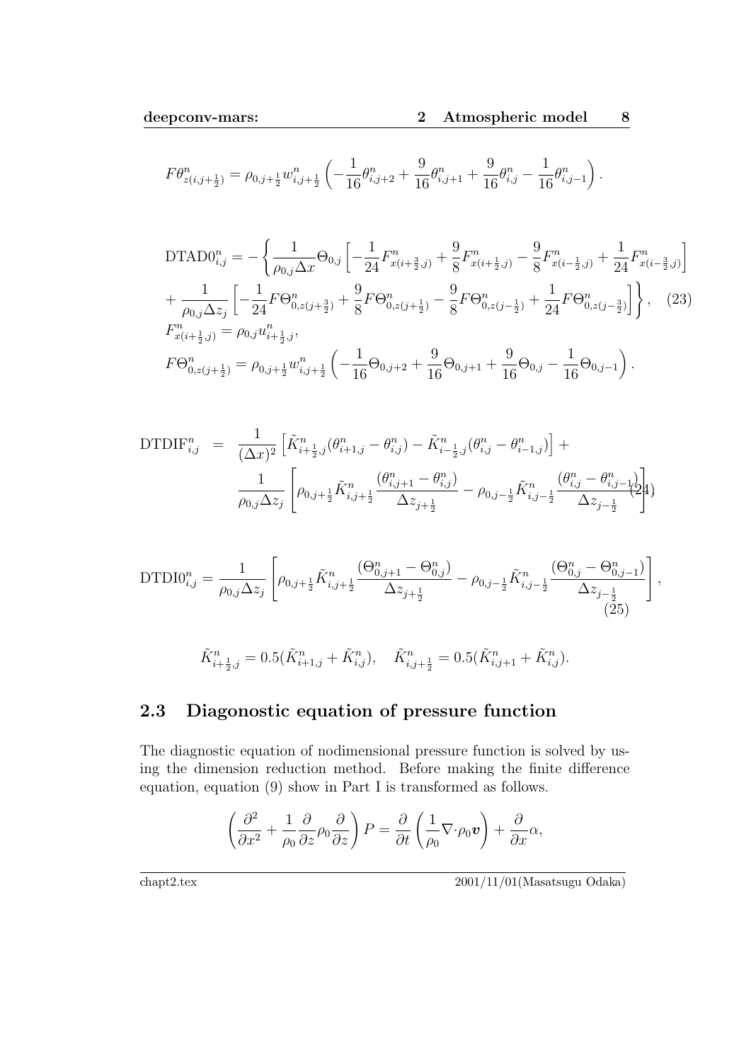$$F\theta^n_{z(i,j+\frac{1}{2})} = \rho_{0,j+\frac{1}{2}} w^n_{i,j+\frac{1}{2}} \left( -\frac{1}{16}\theta^n_{i,j+2} + \frac{9}{16}\theta^n_{i,j+1} + \frac{9}{16}\theta^n_{i,j} - \frac{1}{16}\theta^n_{i,j-1} \right).$$

$$\begin{aligned}
\mathrm{DTAD0}^n_{i,j} &= -\left\{ \frac{1}{\rho_{0,j}\Delta x}\Theta_{0,j} \left[ -\frac{1}{24}F^n_{x(i+\frac{3}{2},j)} + \frac{9}{8}F^n_{x(i+\frac{1}{2},j)} - \frac{9}{8}F^n_{x(i-\frac{1}{2},j)} + \frac{1}{24}F^n_{x(i-\frac{3}{2},j)} \right] \right. \\
&\left. + \frac{1}{\rho_{0,j}\Delta z_j} \left[ -\frac{1}{24}F\Theta^n_{0,z(j+\frac{3}{2})} + \frac{9}{8}F\Theta^n_{0,z(j+\frac{1}{2})} - \frac{9}{8}F\Theta^n_{0,z(j-\frac{1}{2})} + \frac{1}{24}F\Theta^n_{0,z(j-\frac{3}{2})} \right] \right\}, \quad (23) \\
F^n_{x(i+\frac{1}{2},j)} &= \rho_{0,j} u^n_{i+\frac{1}{2},j}, \\
F\Theta^n_{0,z(j+\frac{1}{2})} &= \rho_{0,j+\frac{1}{2}} w^n_{i,j+\frac{1}{2}} \left( -\frac{1}{16}\Theta_{0,j+2} + \frac{9}{16}\Theta_{0,j+1} + \frac{9}{16}\Theta_{0,j} - \frac{1}{16}\Theta_{0,j-1} \right).
\end{aligned}$$

$$\begin{aligned}
\mathrm{DTDIF}^n_{i,j} &= \frac{1}{(\Delta x)^2} \left[ \tilde{K}^n_{i+\frac{1}{2},j}(\theta^n_{i+1,j} - \theta^n_{i,j}) - \tilde{K}^n_{i-\frac{1}{2},j}(\theta^n_{i,j} - \theta^n_{i-1,j}) \right] + \\
&\quad \frac{1}{\rho_{0,j}\Delta z_j} \left[ \rho_{0,j+\frac{1}{2}} \tilde{K}^n_{i,j+\frac{1}{2}} \frac{(\theta^n_{i,j+1} - \theta^n_{i,j})}{\Delta z_{j+\frac{1}{2}}} - \rho_{0,j-\frac{1}{2}} \tilde{K}^n_{i,j-\frac{1}{2}} \frac{(\theta^n_{i,j} - \theta^n_{i,j-1})}{\Delta z_{j-\frac{1}{2}}} \right] \quad (24)
\end{aligned}$$

$$\mathrm{DTDI0}^n_{i,j} = \frac{1}{\rho_{0,j}\Delta z_j} \left[ \rho_{0,j+\frac{1}{2}} \tilde{K}^n_{i,j+\frac{1}{2}} \frac{(\Theta^n_{0,j+1} - \Theta^n_{0,j})}{\Delta z_{j+\frac{1}{2}}} - \rho_{0,j-\frac{1}{2}} \tilde{K}^n_{i,j-\frac{1}{2}} \frac{(\Theta^n_{0,j} - \Theta^n_{0,j-1})}{\Delta z_{j-\frac{1}{2}}} \right], \quad (25)$$

$$\tilde{K}^n_{i+\frac{1}{2},j} = 0.5(\tilde{K}^n_{i+1,j} + \tilde{K}^n_{i,j}), \quad \tilde{K}^n_{i,j+\frac{1}{2}} = 0.5(\tilde{K}^n_{i,j+1} + \tilde{K}^n_{i,j}).$$

## 2.3 Diagonostic equation of pressure function

The diagnostic equation of nodimensional pressure function is solved by using the dimension reduction method. Before making the finite difference equation, equation (9) show in Part I is transformed as follows.

$$\left( \frac{\partial^2}{\partial x^2} + \frac{1}{\rho_0}\frac{\partial}{\partial z}\rho_0\frac{\partial}{\partial z} \right) P = \frac{\partial}{\partial t}\left( \frac{1}{\rho_0}\nabla\cdot\rho_0\boldsymbol{v} \right) + \frac{\partial}{\partial x}\alpha,$$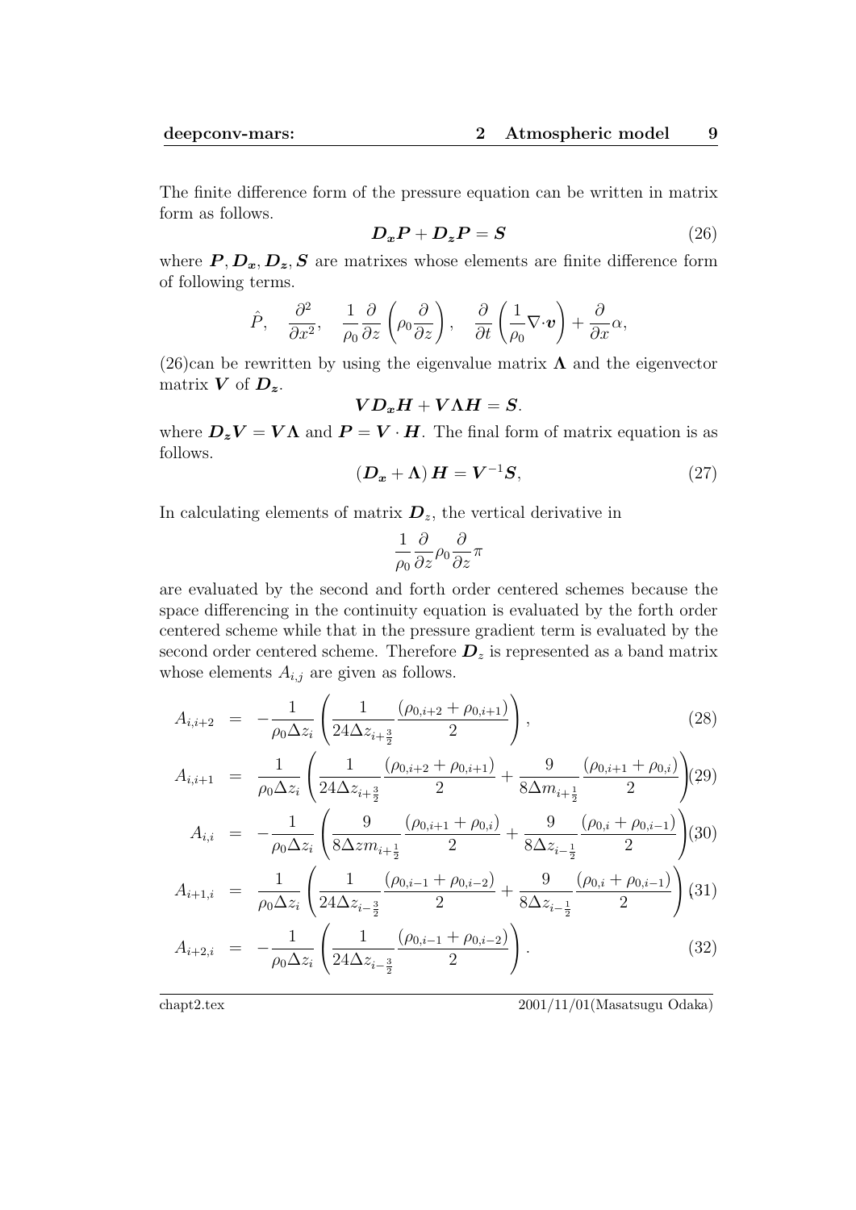The finite difference form of the pressure equation can be written in matrix form as follows.

$$\boldsymbol{D_x P} + \boldsymbol{D_z P} = \boldsymbol{S} \tag{26}$$

where $\boldsymbol{P}, \boldsymbol{D_x}, \boldsymbol{D_z}, \boldsymbol{S}$ are matrixes whose elements are finite difference form of following terms.

$$\hat{P}, \quad \frac{\partial^2}{\partial x^2}, \quad \frac{1}{\rho_0}\frac{\partial}{\partial z}\left(\rho_0 \frac{\partial}{\partial z}\right), \quad \frac{\partial}{\partial t}\left(\frac{1}{\rho_0}\nabla\cdot\boldsymbol{v}\right) + \frac{\partial}{\partial x}\alpha,$$

(26)can be rewritten by using the eigenvalue matrix $\boldsymbol{\Lambda}$ and the eigenvector matrix $\boldsymbol{V}$ of $\boldsymbol{D_z}$.

$$\boldsymbol{V D_x H} + \boldsymbol{V \Lambda H} = \boldsymbol{S}.$$

where $\boldsymbol{D_z V} = \boldsymbol{V\Lambda}$ and $\boldsymbol{P} = \boldsymbol{V}\cdot\boldsymbol{H}$. The final form of matrix equation is as follows.

$$\left(\boldsymbol{D_x} + \boldsymbol{\Lambda}\right)\boldsymbol{H} = \boldsymbol{V}^{-1}\boldsymbol{S}, \tag{27}$$

In calculating elements of matrix $\boldsymbol{D}_z$, the vertical derivative in

$$\frac{1}{\rho_0}\frac{\partial}{\partial z}\rho_0\frac{\partial}{\partial z}\pi$$

are evaluated by the second and forth order centered schemes because the space differencing in the continuity equation is evaluated by the forth order centered scheme while that in the pressure gradient term is evaluated by the second order centered scheme. Therefore $\boldsymbol{D}_z$ is represented as a band matrix whose elements $A_{i,j}$ are given as follows.

$$A_{i,i+2} = -\frac{1}{\rho_0 \Delta z_i}\left(\frac{1}{24\Delta z_{i+\frac{3}{2}}}\frac{(\rho_{0,i+2}+\rho_{0,i+1})}{2}\right), \tag{28}$$

$$A_{i,i+1} = \frac{1}{\rho_0 \Delta z_i}\left(\frac{1}{24\Delta z_{i+\frac{3}{2}}}\frac{(\rho_{0,i+2}+\rho_{0,i+1})}{2} + \frac{9}{8\Delta m_{i+\frac{1}{2}}}\frac{(\rho_{0,i+1}+\rho_{0,i})}{2}\right) \tag{29}$$

$$A_{i,i} = -\frac{1}{\rho_0 \Delta z_i}\left(\frac{9}{8\Delta zm_{i+\frac{1}{2}}}\frac{(\rho_{0,i+1}+\rho_{0,i})}{2} + \frac{9}{8\Delta z_{i-\frac{1}{2}}}\frac{(\rho_{0,i}+\rho_{0,i-1})}{2}\right) \tag{30}$$

$$A_{i+1,i} = \frac{1}{\rho_0 \Delta z_i}\left(\frac{1}{24\Delta z_{i-\frac{3}{2}}}\frac{(\rho_{0,i-1}+\rho_{0,i-2})}{2} + \frac{9}{8\Delta z_{i-\frac{1}{2}}}\frac{(\rho_{0,i}+\rho_{0,i-1})}{2}\right) \tag{31}$$

$$A_{i+2,i} = -\frac{1}{\rho_0 \Delta z_i}\left(\frac{1}{24\Delta z_{i-\frac{3}{2}}}\frac{(\rho_{0,i-1}+\rho_{0,i-2})}{2}\right). \tag{32}$$

chapt2.tex 2001/11/01(Masatsugu Odaka)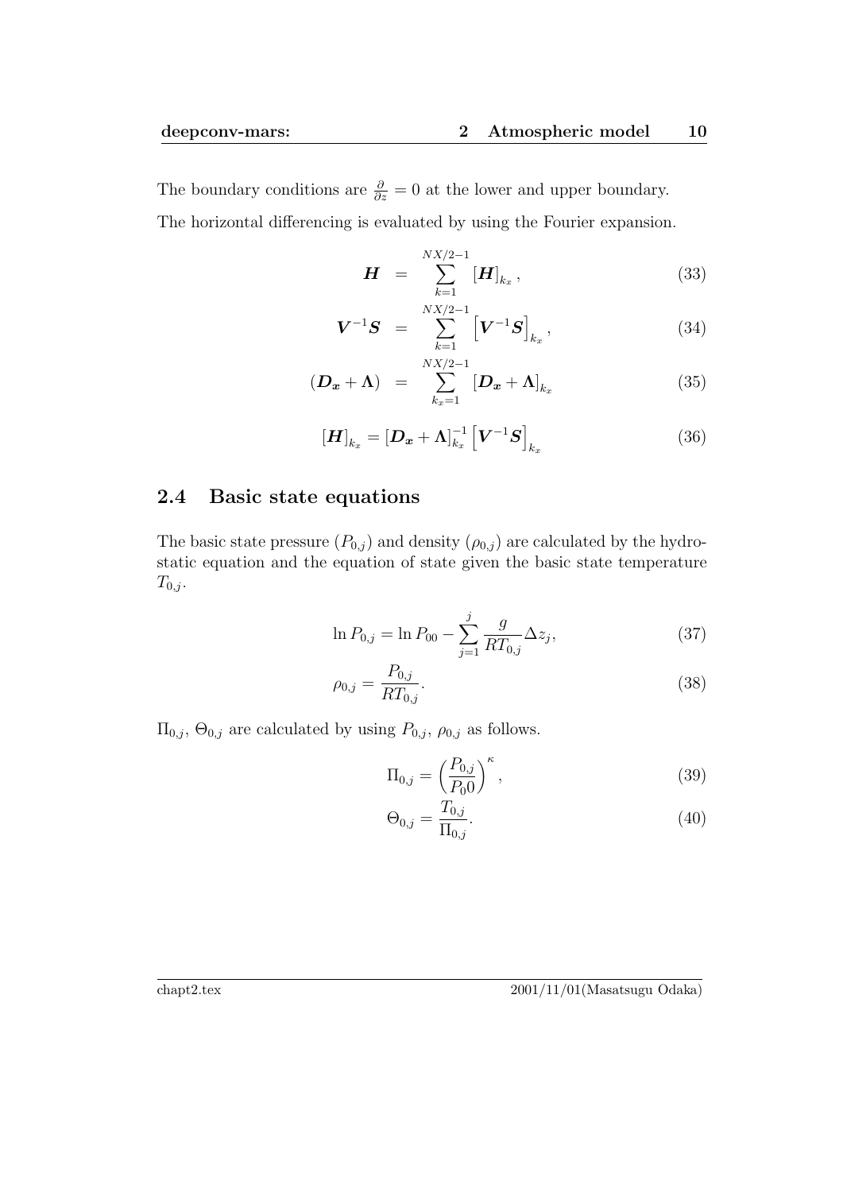The boundary conditions are $\frac{\partial}{\partial z} = 0$ at the lower and upper boundary.

The horizontal differencing is evaluated by using the Fourier expansion.

$$
\boldsymbol{H} = \sum_{k=1}^{NX/2-1} [\boldsymbol{H}]_{k_x}, \tag{33}
$$

$$
\boldsymbol{V}^{-1}\boldsymbol{S} = \sum_{k=1}^{NX/2-1} \left[\boldsymbol{V}^{-1}\boldsymbol{S}\right]_{k_x}, \tag{34}
$$

$$
(\boldsymbol{D_x} + \boldsymbol{\Lambda}) = \sum_{k_x=1}^{NX/2-1} [\boldsymbol{D_x} + \boldsymbol{\Lambda}]_{k_x} \tag{35}
$$

$$
[\boldsymbol{H}]_{k_x} = [\boldsymbol{D_x} + \boldsymbol{\Lambda}]_{k_x}^{-1} \left[\boldsymbol{V}^{-1}\boldsymbol{S}\right]_{k_x} \tag{36}
$$

## 2.4 Basic state equations

The basic state pressure ($P_{0,j}$) and density ($\rho_{0,j}$) are calculated by the hydrostatic equation and the equation of state given the basic state temperature $T_{0,j}$.

$$
\ln P_{0,j} = \ln P_{00} - \sum_{j=1}^{j} \frac{g}{RT_{0,j}} \Delta z_j, \tag{37}
$$

$$
\rho_{0,j} = \frac{P_{0,j}}{RT_{0,j}}. \tag{38}
$$

$\Pi_{0,j}$, $\Theta_{0,j}$ are calculated by using $P_{0,j}$, $\rho_{0,j}$ as follows.

$$
\Pi_{0,j} = \left(\frac{P_{0,j}}{P_0 0}\right)^{\kappa}, \tag{39}
$$

$$
\Theta_{0,j} = \frac{T_{0,j}}{\Pi_{0,j}}. \tag{40}
$$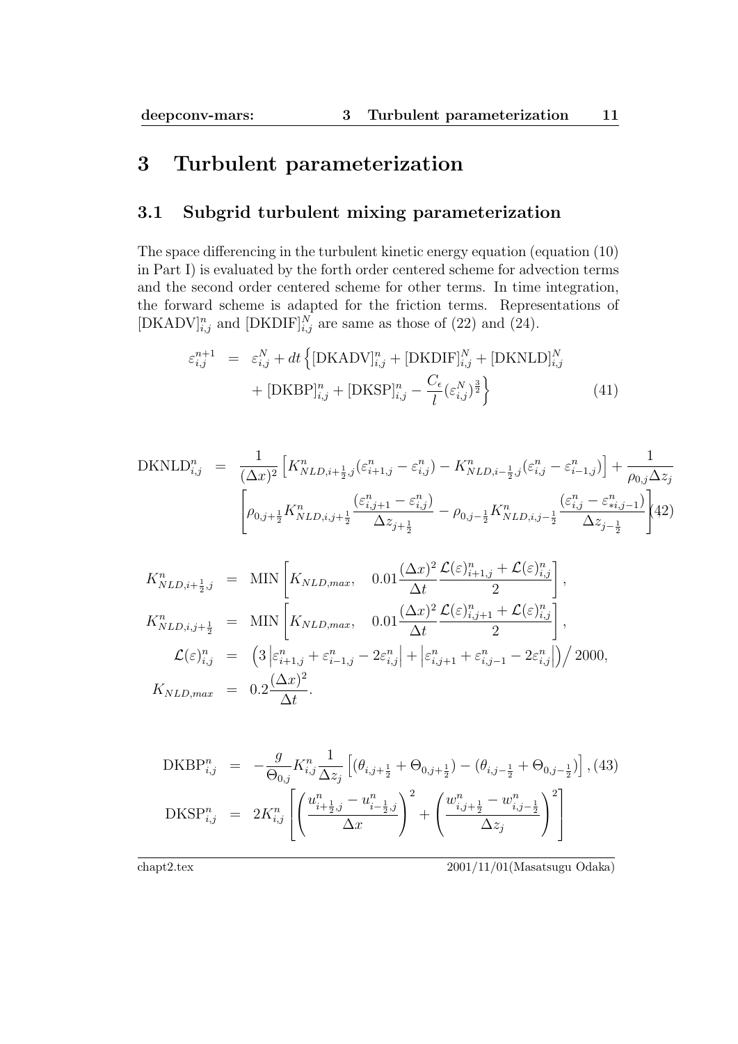// Header and footer omitted.

# 3 Turbulent parameterization

## 3.1 Subgrid turbulent mixing parameterization

The space differencing in the turbulent kinetic energy equation (equation (10) in Part I) is evaluated by the forth order centered scheme for advection terms and the second order centered scheme for other terms. In time integration, the forward scheme is adapted for the friction terms. Representations of $[\mathrm{DKADV}]^n_{i,j}$ and $[\mathrm{DKDIF}]^N_{i,j}$ are same as those of (22) and (24).

$$
\begin{aligned}
\varepsilon^{n+1}_{i,j} &= \varepsilon^{N}_{i,j} + dt\Big\{[\mathrm{DKADV}]^n_{i,j} + [\mathrm{DKDIF}]^N_{i,j} + [\mathrm{DKNLD}]^N_{i,j} \\
&\quad + [\mathrm{DKBP}]^n_{i,j} + [\mathrm{DKSP}]^n_{i,j} - \frac{C_\epsilon}{l}(\varepsilon^N_{i,j})^{\frac{3}{2}}\Big\}
\end{aligned} \tag{41}
$$

$$
\begin{aligned}
\mathrm{DKNLD}^n_{i,j} &= \frac{1}{(\Delta x)^2}\Big[K^n_{NLD,i+\frac{1}{2},j}(\varepsilon^n_{i+1,j} - \varepsilon^n_{i,j}) - K^n_{NLD,i-\frac{1}{2},j}(\varepsilon^n_{i,j} - \varepsilon^n_{i-1,j})\Big] + \frac{1}{\rho_{0,j}\Delta z_j} \\
&\quad \left[\rho_{0,j+\frac{1}{2}} K^n_{NLD,i,j+\frac{1}{2}} \frac{(\varepsilon^n_{i,j+1} - \varepsilon^n_{i,j})}{\Delta z_{j+\frac{1}{2}}} - \rho_{0,j-\frac{1}{2}} K^n_{NLD,i,j-\frac{1}{2}} \frac{(\varepsilon^n_{i,j} - \varepsilon^n_{*i,j-1})}{\Delta z_{j-\frac{1}{2}}}\right]
\end{aligned} \tag{42}
$$

$$
\begin{aligned}
K^n_{NLD,i+\frac{1}{2},j} &= \mathrm{MIN}\left[K_{NLD,max}, \quad 0.01\frac{(\Delta x)^2}{\Delta t}\frac{\mathcal{L}(\varepsilon)^n_{i+1,j} + \mathcal{L}(\varepsilon)^n_{i,j}}{2}\right], \\
K^n_{NLD,i,j+\frac{1}{2}} &= \mathrm{MIN}\left[K_{NLD,max}, \quad 0.01\frac{(\Delta x)^2}{\Delta t}\frac{\mathcal{L}(\varepsilon)^n_{i,j+1} + \mathcal{L}(\varepsilon)^n_{i,j}}{2}\right], \\
\mathcal{L}(\varepsilon)^n_{i,j} &= \left(3\left|\varepsilon^n_{i+1,j} + \varepsilon^n_{i-1,j} - 2\varepsilon^n_{i,j}\right| + \left|\varepsilon^n_{i,j+1} + \varepsilon^n_{i,j-1} - 2\varepsilon^n_{i,j}\right|\right)\Big/ 2000, \\
K_{NLD,max} &= 0.2\frac{(\Delta x)^2}{\Delta t}.
\end{aligned}
$$

$$
\mathrm{DKBP}^n_{i,j} = -\frac{g}{\Theta_{0,j}} K^n_{i,j}\frac{1}{\Delta z_j}\Big[(\theta_{i,j+\frac{1}{2}} + \Theta_{0,j+\frac{1}{2}}) - (\theta_{i,j-\frac{1}{2}} + \Theta_{0,j-\frac{1}{2}})\Big], \tag{43}
$$

$$
\mathrm{DKSP}^n_{i,j} = 2K^n_{i,j}\left[\left(\frac{u^n_{i+\frac{1}{2},j} - u^n_{i-\frac{1}{2},j}}{\Delta x}\right)^2 + \left(\frac{w^n_{i,j+\frac{1}{2}} - w^n_{i,j-\frac{1}{2}}}{\Delta z_j}\right)^2\right]
$$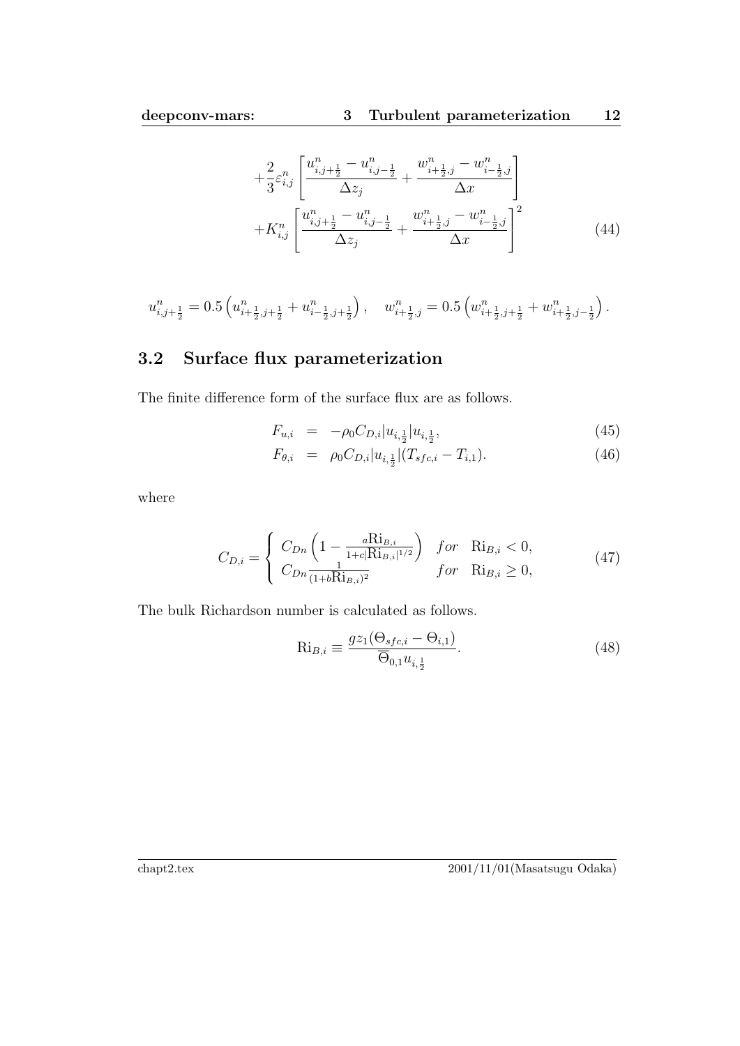$$
+\frac{2}{3}\varepsilon^n_{i,j}\left[\frac{u^n_{i,j+\frac{1}{2}} - u^n_{i,j-\frac{1}{2}}}{\Delta z_j} + \frac{w^n_{i+\frac{1}{2},j} - w^n_{i-\frac{1}{2},j}}{\Delta x}\right]
$$

$$
+K^n_{i,j}\left[\frac{u^n_{i,j+\frac{1}{2}} - u^n_{i,j-\frac{1}{2}}}{\Delta z_j} + \frac{w^n_{i+\frac{1}{2},j} - w^n_{i-\frac{1}{2},j}}{\Delta x}\right]^2 \tag{44}
$$

$$
u^n_{i,j+\frac{1}{2}} = 0.5\left(u^n_{i+\frac{1}{2},j+\frac{1}{2}} + u^n_{i-\frac{1}{2},j+\frac{1}{2}}\right), \quad w^n_{i+\frac{1}{2},j} = 0.5\left(w^n_{i+\frac{1}{2},j+\frac{1}{2}} + w^n_{i+\frac{1}{2},j-\frac{1}{2}}\right).
$$

## 3.2 Surface flux parameterization

The finite difference form of the surface flux are as follows.

$$
F_{u,i} = -\rho_0 C_{D,i} |u_{i,\frac{1}{2}}| u_{i,\frac{1}{2}}, \tag{45}
$$

$$
F_{\theta,i} = \rho_0 C_{D,i} |u_{i,\frac{1}{2}}| (T_{sfc,i} - T_{i,1}). \tag{46}
$$

where

$$
C_{D,i} = \begin{cases} C_{Dn}\left(1 - \frac{a\mathrm{Ri}_{B,i}}{1+c|\mathrm{Ri}_{B,i}|^{1/2}}\right) & for \quad \mathrm{Ri}_{B,i} < 0, \\ C_{Dn}\frac{1}{(1+b\mathrm{Ri}_{B,i})^2} & for \quad \mathrm{Ri}_{B,i} \geq 0, \end{cases} \tag{47}
$$

The bulk Richardson number is calculated as follows.

$$
\mathrm{Ri}_{B,i} \equiv \frac{g z_1 (\Theta_{sfc,i} - \Theta_{i,1})}{\overline{\Theta}_{0,1} u_{i,\frac{1}{2}}}. \tag{48}
$$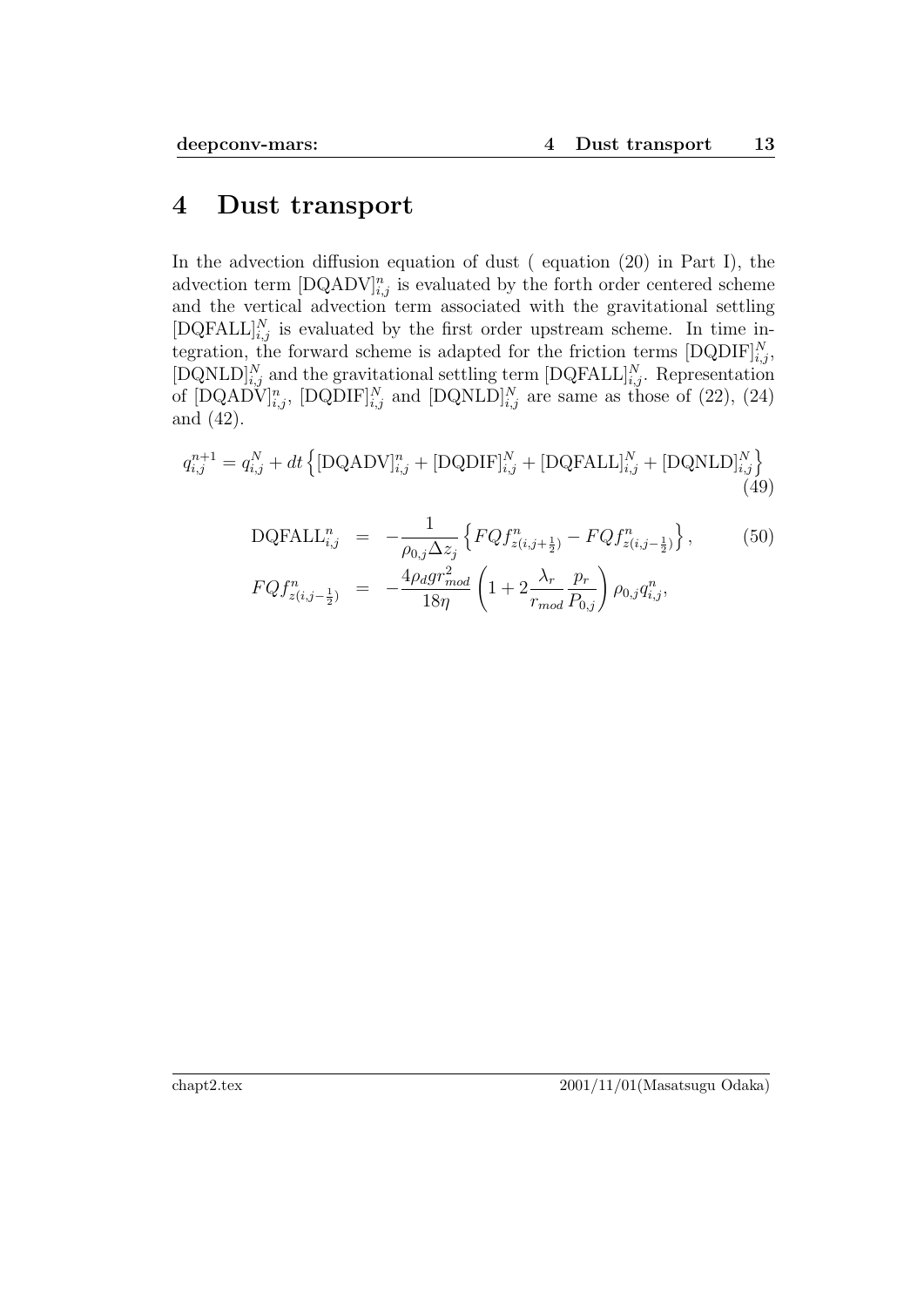# 4 Dust transport

In the advection diffusion equation of dust ( equation (20) in Part I), the advection term $[\mathrm{DQADV}]^n_{i,j}$ is evaluated by the forth order centered scheme and the vertical advection term associated with the gravitational settling $[\mathrm{DQFALL}]^N_{i,j}$ is evaluated by the first order upstream scheme. In time integration, the forward scheme is adapted for the friction terms $[\mathrm{DQDIF}]^N_{i,j}$, $[\mathrm{DQNLD}]^N_{i,j}$ and the gravitational settling term $[\mathrm{DQFALL}]^N_{i,j}$. Representation of $[\mathrm{DQADV}]^n_{i,j}$, $[\mathrm{DQDIF}]^N_{i,j}$ and $[\mathrm{DQNLD}]^N_{i,j}$ are same as those of (22), (24) and (42).

$$q^{n+1}_{i,j} = q^N_{i,j} + dt\left\{[\mathrm{DQADV}]^n_{i,j} + [\mathrm{DQDIF}]^N_{i,j} + [\mathrm{DQFALL}]^N_{i,j} + [\mathrm{DQNLD}]^N_{i,j}\right\} \tag{49}$$

$$\begin{aligned}
\mathrm{DQFALL}^n_{i,j} &= -\frac{1}{\rho_{0,j}\Delta z_j}\left\{FQf^n_{z(i,j+\frac{1}{2})} - FQf^n_{z(i,j-\frac{1}{2})}\right\}, \qquad (50)\\
FQf^n_{z(i,j-\frac{1}{2})} &= -\frac{4\rho_d g r^2_{mod}}{18\eta}\left(1 + 2\frac{\lambda_r}{r_{mod}}\frac{p_r}{P_{0,j}}\right)\rho_{0,j}q^n_{i,j},
\end{aligned}$$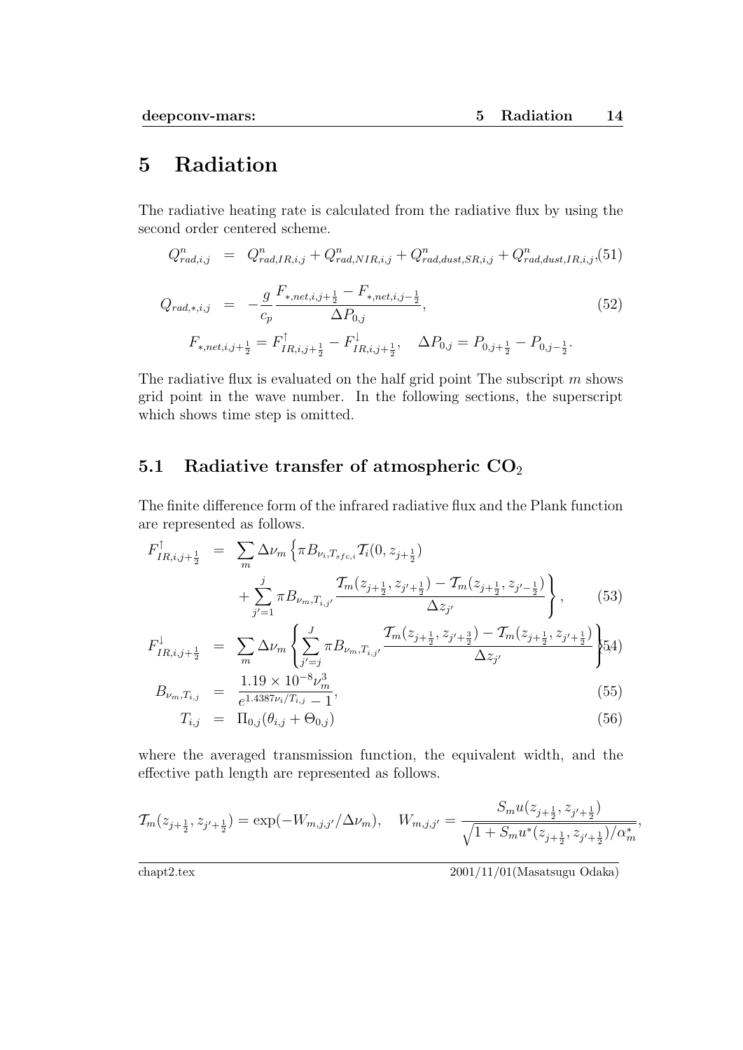# 5 Radiation

The radiative heating rate is calculated from the radiative flux by using the second order centered scheme.

$$Q^n_{rad,i,j} = Q^n_{rad,IR,i,j} + Q^n_{rad,NIR,i,j} + Q^n_{rad,dust,SR,i,j} + Q^n_{rad,dust,IR,i,j}, \quad (51)$$

$$Q_{rad,*,i,j} = -\frac{g}{c_p}\frac{F_{*,net,i,j+\frac{1}{2}} - F_{*,net,i,j-\frac{1}{2}}}{\Delta P_{0,j}}, \quad (52)$$

$$F_{*,net,i,j+\frac{1}{2}} = F^{\uparrow}_{IR,i,j+\frac{1}{2}} - F^{\downarrow}_{IR,i,j+\frac{1}{2}}, \quad \Delta P_{0,j} = P_{0,j+\frac{1}{2}} - P_{0,j-\frac{1}{2}}.$$

The radiative flux is evaluated on the half grid point The subscript $m$ shows grid point in the wave number. In the following sections, the superscript which shows time step is omitted.

## 5.1 Radiative transfer of atmospheric $CO_2$

The finite difference form of the infrared radiative flux and the Plank function are represented as follows.

$$F^{\uparrow}_{IR,i,j+\frac{1}{2}} = \sum_m \Delta\nu_m \left\{ \pi B_{\nu_i,T_{sfc,i}} \mathcal{T}_i(0, z_{j+\frac{1}{2}}) + \sum_{j'=1}^{j} \pi B_{\nu_m,T_{i,j'}} \frac{\mathcal{T}_m(z_{j+\frac{1}{2}}, z_{j'+\frac{1}{2}}) - \mathcal{T}_m(z_{j+\frac{1}{2}}, z_{j'-\frac{1}{2}})}{\Delta z_{j'}} \right\}, \quad (53)$$

$$F^{\downarrow}_{IR,i,j+\frac{1}{2}} = \sum_m \Delta\nu_m \left\{ \sum_{j'=j}^{J} \pi B_{\nu_m,T_{i,j'}} \frac{\mathcal{T}_m(z_{j+\frac{1}{2}}, z_{j'+\frac{3}{2}}) - \mathcal{T}_m(z_{j+\frac{1}{2}}, z_{j'+\frac{1}{2}})}{\Delta z_{j'}} \right\} \quad (54)$$

$$B_{\nu_m,T_{i,j}} = \frac{1.19 \times 10^{-8}\nu_m^3}{e^{1.4387\nu_i/T_{i,j}} - 1}, \quad (55)$$

$$T_{i,j} = \Pi_{0,j}(\theta_{i,j} + \Theta_{0,j}) \quad (56)$$

where the averaged transmission function, the equivalent width, and the effective path length are represented as follows.

$$\mathcal{T}_m(z_{j+\frac{1}{2}}, z_{j'+\frac{1}{2}}) = \exp(-W_{m,j,j'}/\Delta\nu_m), \quad W_{m,j,j'} = \frac{S_m u(z_{j+\frac{1}{2}}, z_{j'+\frac{1}{2}})}{\sqrt{1 + S_m u^*(z_{j+\frac{1}{2}}, z_{j'+\frac{1}{2}})/\alpha^*_m}},$$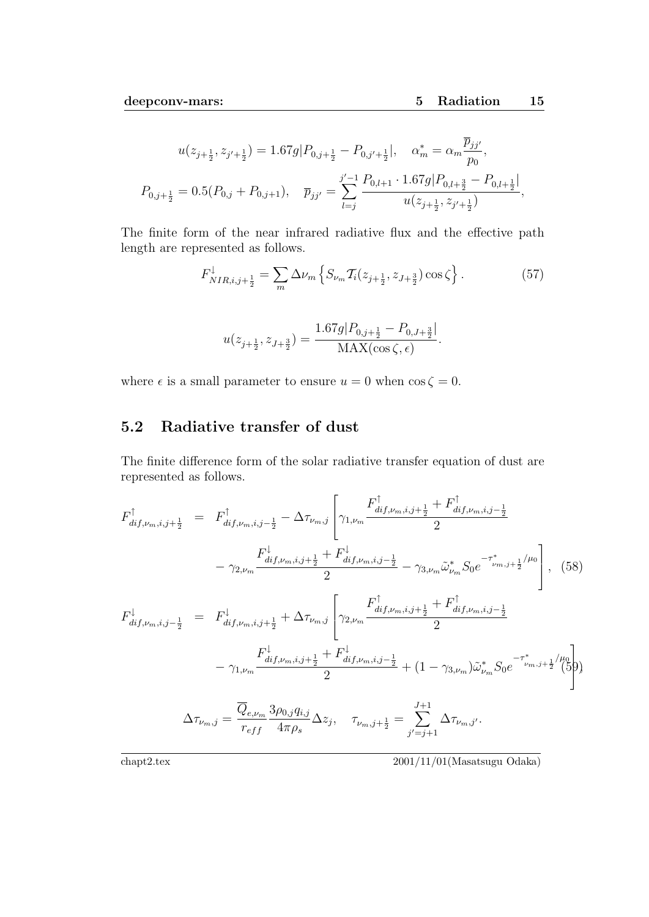$$u(z_{j+\frac{1}{2}}, z_{j'+\frac{1}{2}}) = 1.67g|P_{0,j+\frac{1}{2}} - P_{0,j'+\frac{1}{2}}|, \quad \alpha_m^* = \alpha_m \frac{\overline{p}_{jj'}}{p_0},$$

$$P_{0,j+\frac{1}{2}} = 0.5(P_{0,j} + P_{0,j+1}), \quad \overline{p}_{jj'} = \sum_{l=j}^{j'-1} \frac{P_{0,l+1} \cdot 1.67g|P_{0,l+\frac{3}{2}} - P_{0,l+\frac{1}{2}}|}{u(z_{j+\frac{1}{2}}, z_{j'+\frac{1}{2}})},$$

The finite form of the near infrared radiative flux and the effective path length are represented as follows.

$$F^{\downarrow}_{NIR,i,j+\frac{1}{2}} = \sum_m \Delta\nu_m \left\{ S_{\nu_m} \mathcal{T}_i(z_{j+\frac{1}{2}}, z_{J+\frac{3}{2}}) \cos\zeta \right\}. \quad (57)$$

$$u(z_{j+\frac{1}{2}}, z_{J+\frac{3}{2}}) = \frac{1.67g|P_{0,j+\frac{1}{2}} - P_{0,J+\frac{3}{2}}|}{\mathrm{MAX}(\cos\zeta, \epsilon)}.$$

where $\epsilon$ is a small parameter to ensure $u = 0$ when $\cos\zeta = 0$.

## 5.2 Radiative transfer of dust

The finite difference form of the solar radiative transfer equation of dust are represented as follows.

$$\begin{aligned} F^{\uparrow}_{dif,\nu_m,i,j+\frac{1}{2}} &= F^{\uparrow}_{dif,\nu_m,i,j-\frac{1}{2}} - \Delta\tau_{\nu_m,j} \left[ \gamma_{1,\nu_m} \frac{F^{\uparrow}_{dif,\nu_m,i,j+\frac{1}{2}} + F^{\uparrow}_{dif,\nu_m,i,j-\frac{1}{2}}}{2} \right. \\ &\quad \left. - \gamma_{2,\nu_m} \frac{F^{\downarrow}_{dif,\nu_m,i,j+\frac{1}{2}} + F^{\downarrow}_{dif,\nu_m,i,j-\frac{1}{2}}}{2} - \gamma_{3,\nu_m} \tilde{\omega}^*_{\nu_m} S_0 e^{-\tau^*_{\nu_m,j+\frac{1}{2}}/\mu_0} \right], \quad (58) \end{aligned}$$

$$\begin{aligned} F^{\downarrow}_{dif,\nu_m,i,j-\frac{1}{2}} &= F^{\downarrow}_{dif,\nu_m,i,j+\frac{1}{2}} + \Delta\tau_{\nu_m,j} \left[ \gamma_{2,\nu_m} \frac{F^{\uparrow}_{dif,\nu_m,i,j+\frac{1}{2}} + F^{\uparrow}_{dif,\nu_m,i,j-\frac{1}{2}}}{2} \right. \\ &\quad \left. - \gamma_{1,\nu_m} \frac{F^{\downarrow}_{dif,\nu_m,i,j+\frac{1}{2}} + F^{\downarrow}_{dif,\nu_m,i,j-\frac{1}{2}}}{2} + (1 - \gamma_{3,\nu_m}) \tilde{\omega}^*_{\nu_m} S_0 e^{-\tau^*_{\nu_m,j+\frac{1}{2}}/\mu_0} \right] \quad (59) \end{aligned}$$

$$\Delta\tau_{\nu_m,j} = \frac{\overline{Q}_{e,\nu_m}}{r_{eff}} \frac{3\rho_{0,j} q_{i,j}}{4\pi\rho_s} \Delta z_j, \quad \tau_{\nu_m,j+\frac{1}{2}} = \sum_{j'=j+1}^{J+1} \Delta\tau_{\nu_m,j'}.$$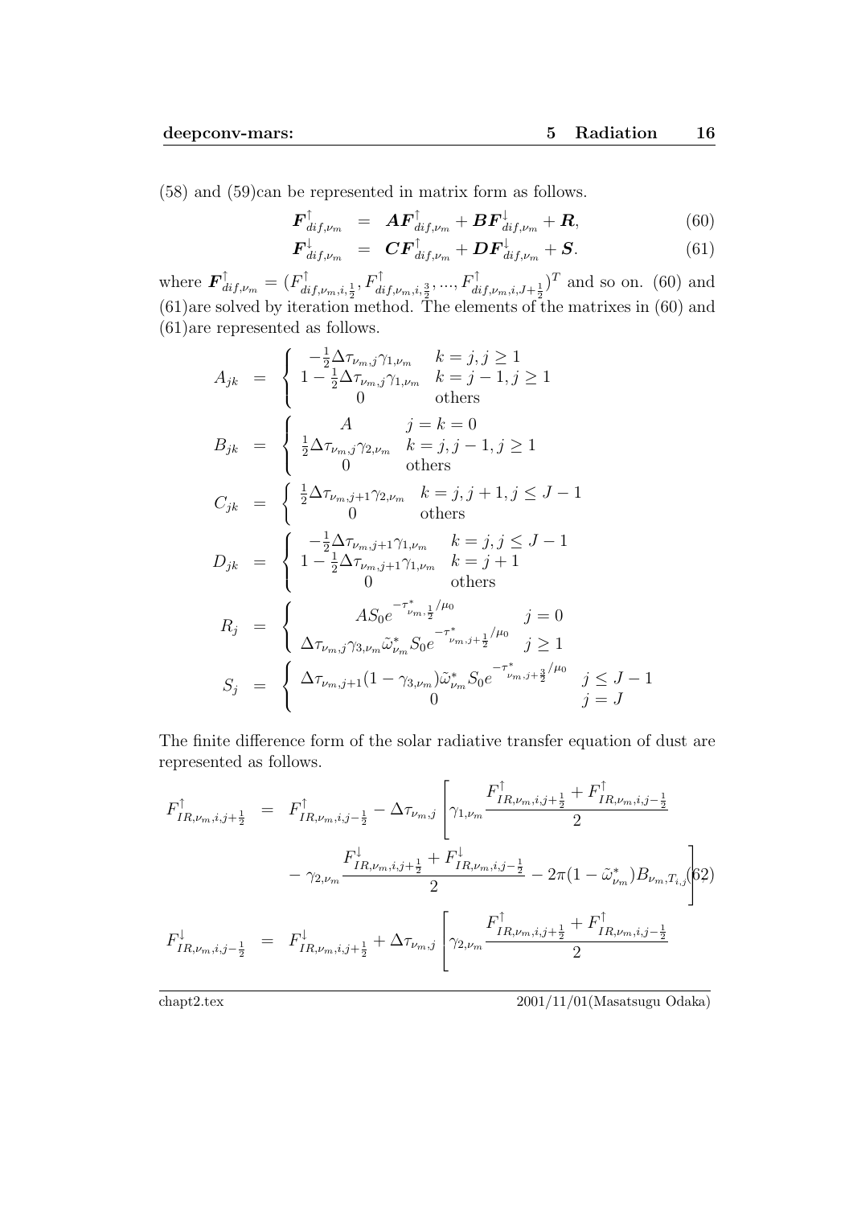(58) and (59)can be represented in matrix form as follows.

$$
\boldsymbol{F}^{\uparrow}_{dif,\nu_m} = \boldsymbol{A}\boldsymbol{F}^{\uparrow}_{dif,\nu_m} + \boldsymbol{B}\boldsymbol{F}^{\downarrow}_{dif,\nu_m} + \boldsymbol{R}, \tag{60}
$$

$$
\boldsymbol{F}^{\downarrow}_{dif,\nu_m} = \boldsymbol{C}\boldsymbol{F}^{\uparrow}_{dif,\nu_m} + \boldsymbol{D}\boldsymbol{F}^{\downarrow}_{dif,\nu_m} + \boldsymbol{S}. \tag{61}
$$

where $\boldsymbol{F}^{\uparrow}_{dif,\nu_m} = (F^{\uparrow}_{dif,\nu_m,i,\frac{1}{2}}, F^{\uparrow}_{dif,\nu_m,i,\frac{3}{2}}, ..., F^{\uparrow}_{dif,\nu_m,i,J+\frac{1}{2}})^T$ and so on. (60) and (61)are solved by iteration method. The elements of the matrixes in (60) and (61)are represented as follows.

$$
A_{jk} = \begin{cases} -\frac{1}{2}\Delta\tau_{\nu_m,j}\gamma_{1,\nu_m} & k = j, j \geq 1 \\ 1 - \frac{1}{2}\Delta\tau_{\nu_m,j}\gamma_{1,\nu_m} & k = j-1, j \geq 1 \\ 0 & \text{others} \end{cases}
$$

$$
B_{jk} = \begin{cases} A & j = k = 0 \\ \frac{1}{2}\Delta\tau_{\nu_m,j}\gamma_{2,\nu_m} & k = j, j-1, j \geq 1 \\ 0 & \text{others} \end{cases}
$$

$$
C_{jk} = \begin{cases} \frac{1}{2}\Delta\tau_{\nu_m,j+1}\gamma_{2,\nu_m} & k = j, j+1, j \leq J-1 \\ 0 & \text{others} \end{cases}
$$

$$
D_{jk} = \begin{cases} -\frac{1}{2}\Delta\tau_{\nu_m,j+1}\gamma_{1,\nu_m} & k = j, j \leq J-1 \\ 1 - \frac{1}{2}\Delta\tau_{\nu_m,j+1}\gamma_{1,\nu_m} & k = j+1 \\ 0 & \text{others} \end{cases}
$$

$$
R_{j} = \begin{cases} AS_0 e^{-\tau^*_{\nu_m,\frac{1}{2}}/\mu_0} & j = 0 \\ \Delta\tau_{\nu_m,j}\gamma_{3,\nu_m}\tilde{\omega}^*_{\nu_m} S_0 e^{-\tau^*_{\nu_m,j+\frac{1}{2}}/\mu_0} & j \geq 1 \end{cases}
$$

$$
S_{j} = \begin{cases} \Delta\tau_{\nu_m,j+1}(1-\gamma_{3,\nu_m})\tilde{\omega}^*_{\nu_m} S_0 e^{-\tau^*_{\nu_m,j+\frac{3}{2}}/\mu_0} & j \leq J-1 \\ 0 & j = J \end{cases}
$$

The finite difference form of the solar radiative transfer equation of dust are represented as follows.

$$
\begin{aligned}
F^{\uparrow}_{IR,\nu_m,i,j+\frac{1}{2}} &= F^{\uparrow}_{IR,\nu_m,i,j-\frac{1}{2}} - \Delta\tau_{\nu_m,j}\left[\gamma_{1,\nu_m}\frac{F^{\uparrow}_{IR,\nu_m,i,j+\frac{1}{2}} + F^{\uparrow}_{IR,\nu_m,i,j-\frac{1}{2}}}{2}\right. \\
&\quad \left. - \gamma_{2,\nu_m}\frac{F^{\downarrow}_{IR,\nu_m,i,j+\frac{1}{2}} + F^{\downarrow}_{IR,\nu_m,i,j-\frac{1}{2}}}{2} - 2\pi(1-\tilde{\omega}^*_{\nu_m})B_{\nu_m,T_{i,j}}\right], \qquad (62) \\
F^{\downarrow}_{IR,\nu_m,i,j-\frac{1}{2}} &= F^{\downarrow}_{IR,\nu_m,i,j+\frac{1}{2}} + \Delta\tau_{\nu_m,j}\left[\gamma_{2,\nu_m}\frac{F^{\uparrow}_{IR,\nu_m,i,j+\frac{1}{2}} + F^{\uparrow}_{IR,\nu_m,i,j-\frac{1}{2}}}{2}\right.
\end{aligned}
$$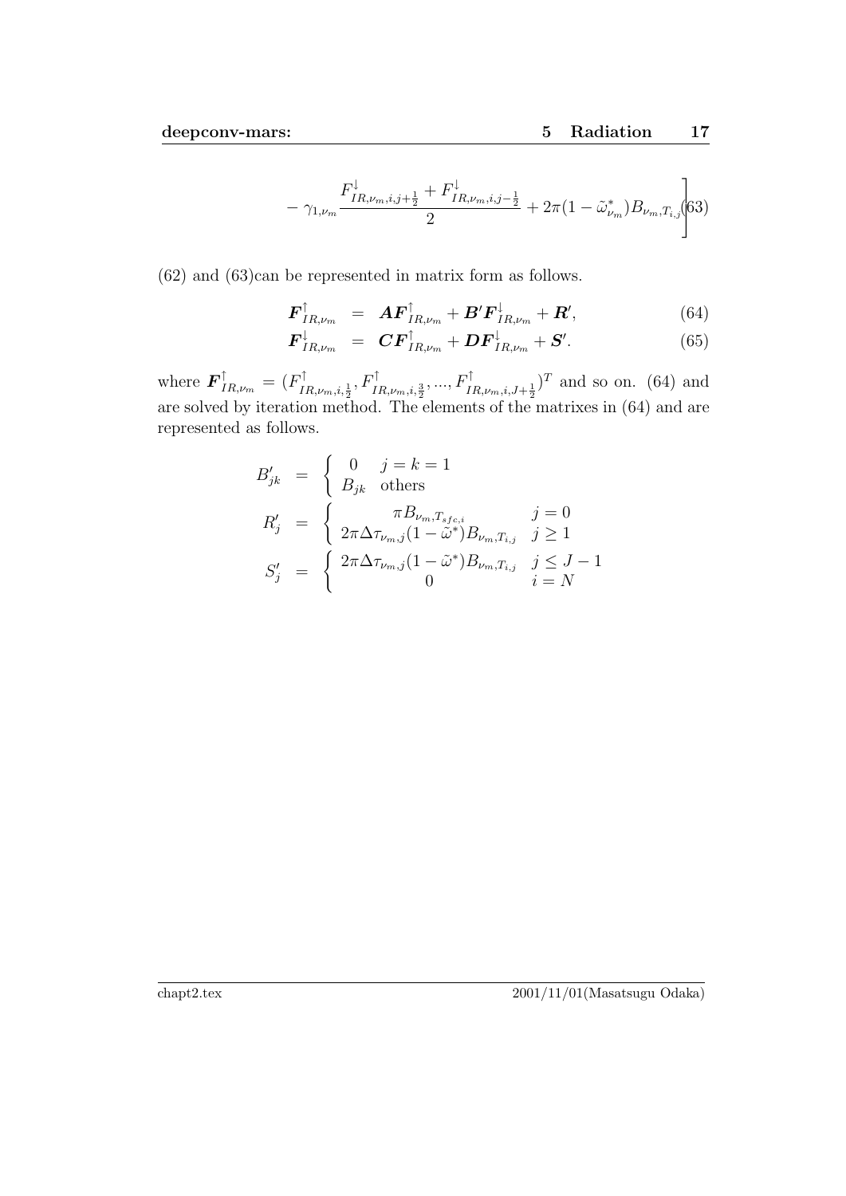$$
- \gamma_{1,\nu_m} \frac{F^{\downarrow}_{IR,\nu_m,i,j+\frac{1}{2}} + F^{\downarrow}_{IR,\nu_m,i,j-\frac{1}{2}}}{2} + 2\pi(1-\tilde{\omega}^*_{\nu_m}) B_{\nu_m,T_{i,j}} \Bigg] \quad (63)
$$

(62) and (63)can be represented in matrix form as follows.

$$
\boldsymbol{F}^{\uparrow}_{IR,\nu_m} = \boldsymbol{A}\boldsymbol{F}^{\uparrow}_{IR,\nu_m} + \boldsymbol{B}'\boldsymbol{F}^{\downarrow}_{IR,\nu_m} + \boldsymbol{R}', \quad (64)
$$

$$
\boldsymbol{F}^{\downarrow}_{IR,\nu_m} = \boldsymbol{C}\boldsymbol{F}^{\uparrow}_{IR,\nu_m} + \boldsymbol{D}\boldsymbol{F}^{\downarrow}_{IR,\nu_m} + \boldsymbol{S}'. \quad (65)
$$

where $\boldsymbol{F}^{\uparrow}_{IR,\nu_m} = (F^{\uparrow}_{IR,\nu_m,i,\frac{1}{2}}, F^{\uparrow}_{IR,\nu_m,i,\frac{3}{2}}, ..., F^{\uparrow}_{IR,\nu_m,i,J+\frac{1}{2}})^T$ and so on. (64) and are solved by iteration method. The elements of the matrixes in (64) and are represented as follows.

$$
B'_{jk} = \begin{cases} 0 & j = k = 1 \\ B_{jk} & \text{others} \end{cases}
$$

$$
R'_j = \begin{cases} \pi B_{\nu_m,T_{sfc,i}} & j = 0 \\ 2\pi\Delta\tau_{\nu_m,j}(1-\tilde{\omega}^*)B_{\nu_m,T_{i,j}} & j \geq 1 \end{cases}
$$

$$
S'_j = \begin{cases} 2\pi\Delta\tau_{\nu_m,j}(1-\tilde{\omega}^*)B_{\nu_m,T_{i,j}} & j \leq J-1 \\ 0 & i = N \end{cases}
$$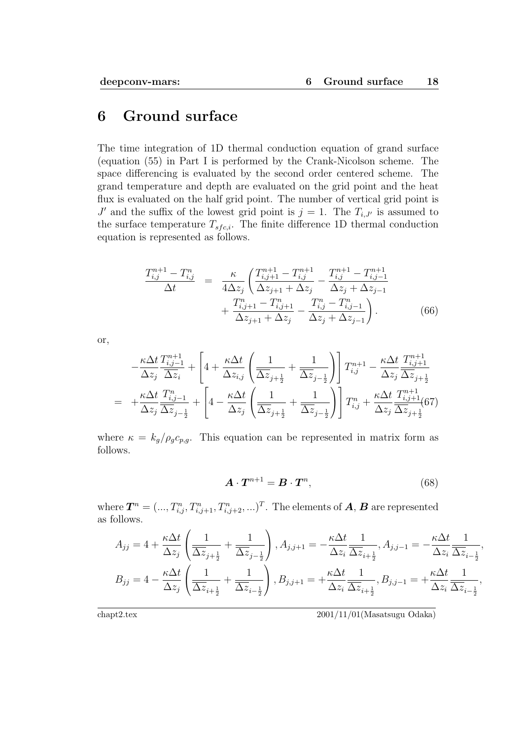# 6 Ground surface

The time integration of 1D thermal conduction equation of grand surface (equation (55) in Part I is performed by the Crank-Nicolson scheme. The space differencing is evaluated by the second order centered scheme. The grand temperature and depth are evaluated on the grid point and the heat flux is evaluated on the half grid point. The number of vertical grid point is $J'$ and the suffix of the lowest grid point is $j = 1$. The $T_{i,J'}$ is assumed to the surface temperature $T_{sfc,i}$. The finite difference 1D thermal conduction equation is represented as follows.

$$
\begin{aligned}
\frac{T_{i,j}^{n+1} - T_{i,j}^{n}}{\Delta t} &= \frac{\kappa}{4\Delta z_j}\left(\frac{T_{i,j+1}^{n+1} - T_{i,j}^{n+1}}{\Delta z_{j+1} + \Delta z_j} - \frac{T_{i,j}^{n+1} - T_{i,j-1}^{n+1}}{\Delta z_j + \Delta z_{j-1}}\right. \\
&\quad \left. + \frac{T_{i,j+1}^{n} - T_{i,j+1}^{n}}{\Delta z_{j+1} + \Delta z_j} - \frac{T_{i,j}^{n} - T_{i,j-1}^{n}}{\Delta z_j + \Delta z_{j-1}}\right).
\end{aligned} \tag{66}
$$

or,

$$
\begin{aligned}
& -\frac{\kappa\Delta t}{\Delta z_j}\frac{T_{i,j-1}^{n+1}}{\overline{\Delta z}_i} + \left[4 + \frac{\kappa\Delta t}{\Delta z_{i,j}}\left(\frac{1}{\overline{\Delta z}_{j+\frac{1}{2}}} + \frac{1}{\overline{\Delta z}_{j-\frac{1}{2}}}\right)\right]T_{i,j}^{n+1} - \frac{\kappa\Delta t}{\Delta z_j}\frac{T_{i,j+1}^{n+1}}{\overline{\Delta z}_{j+\frac{1}{2}}} \\
= & +\frac{\kappa\Delta t}{\Delta z_j}\frac{T_{i,j-1}^{n}}{\overline{\Delta z}_{j-\frac{1}{2}}} + \left[4 - \frac{\kappa\Delta t}{\Delta z_j}\left(\frac{1}{\overline{\Delta z}_{j+\frac{1}{2}}} + \frac{1}{\overline{\Delta z}_{j-\frac{1}{2}}}\right)\right]T_{i,j}^{n} + \frac{\kappa\Delta t}{\Delta z_j}\frac{T_{i,j+1}^{n+1}}{\overline{\Delta z}_{j+\frac{1}{2}}}
\end{aligned} \tag{67}
$$

where $\kappa = k_g/\rho_g c_{p,g}$. This equation can be represented in matrix form as follows.

$$
\boldsymbol{A} \cdot \boldsymbol{T}^{n+1} = \boldsymbol{B} \cdot \boldsymbol{T}^{n}, \tag{68}
$$

where $\boldsymbol{T}^n = (..., T_{i,j}^n, T_{i,j+1}^n, T_{i,j+2}^n, ...)^T$. The elements of $\boldsymbol{A}$, $\boldsymbol{B}$ are represented as follows.

$$
\begin{aligned}
A_{jj} &= 4 + \frac{\kappa\Delta t}{\Delta z_j}\left(\frac{1}{\overline{\Delta z}_{j+\frac{1}{2}}} + \frac{1}{\overline{\Delta z}_{j-\frac{1}{2}}}\right), A_{j,j+1} = -\frac{\kappa\Delta t}{\Delta z_i}\frac{1}{\overline{\Delta z}_{i+\frac{1}{2}}}, A_{j,j-1} = -\frac{\kappa\Delta t}{\Delta z_i}\frac{1}{\overline{\Delta z}_{i-\frac{1}{2}}}, \\
B_{jj} &= 4 - \frac{\kappa\Delta t}{\Delta z_j}\left(\frac{1}{\overline{\Delta z}_{i+\frac{1}{2}}} + \frac{1}{\overline{\Delta z}_{i-\frac{1}{2}}}\right), B_{j,j+1} = +\frac{\kappa\Delta t}{\Delta z_i}\frac{1}{\overline{\Delta z}_{i+\frac{1}{2}}}, B_{j,j-1} = +\frac{\kappa\Delta t}{\Delta z_i}\frac{1}{\overline{\Delta z}_{i-\frac{1}{2}}},
\end{aligned}
$$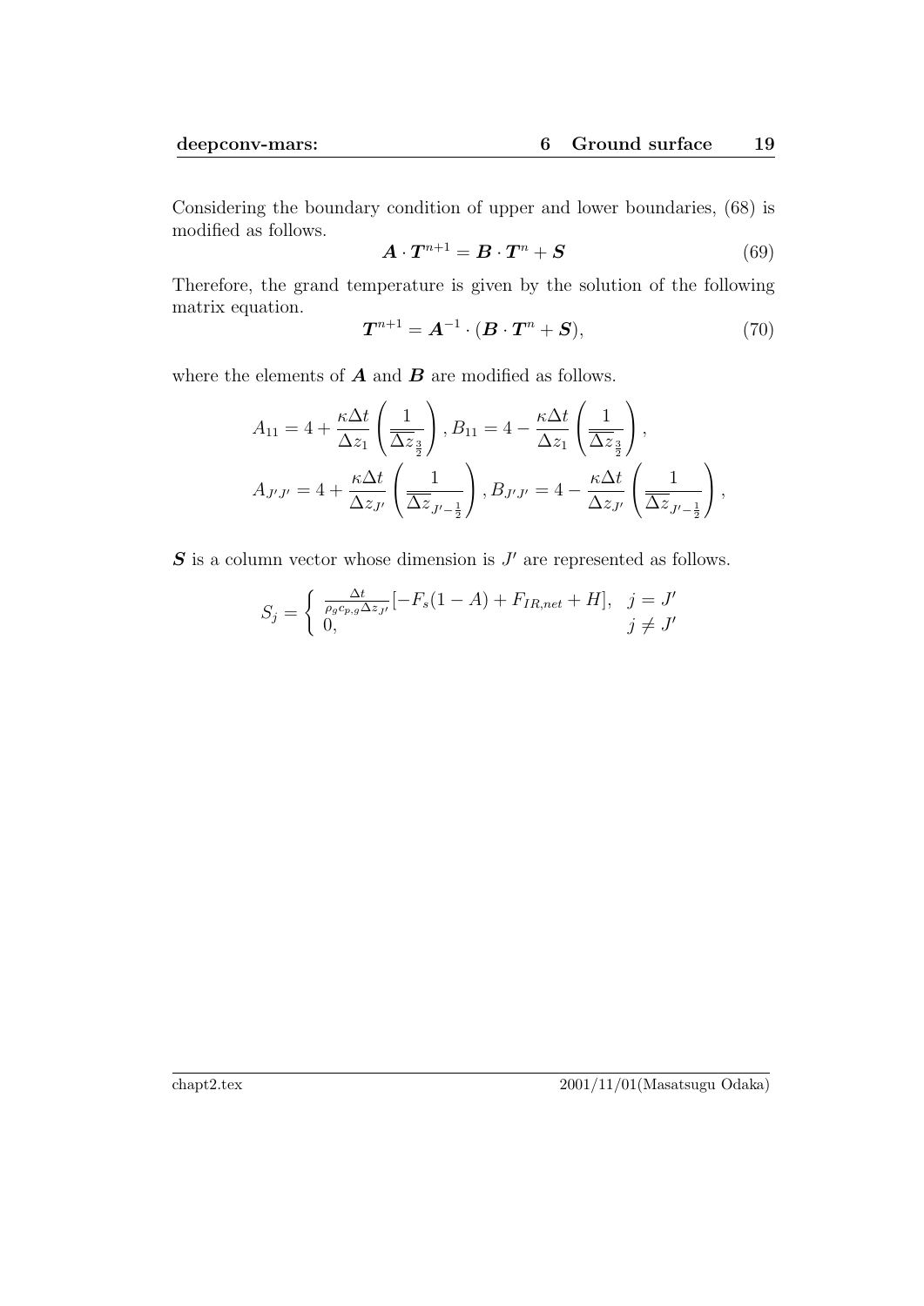Considering the boundary condition of upper and lower boundaries, (68) is modified as follows.

$$\boldsymbol{A} \cdot \boldsymbol{T}^{n+1} = \boldsymbol{B} \cdot \boldsymbol{T}^{n} + \boldsymbol{S} \tag{69}$$

Therefore, the grand temperature is given by the solution of the following matrix equation.

$$\boldsymbol{T}^{n+1} = \boldsymbol{A}^{-1} \cdot (\boldsymbol{B} \cdot \boldsymbol{T}^{n} + \boldsymbol{S}), \tag{70}$$

where the elements of $\boldsymbol{A}$ and $\boldsymbol{B}$ are modified as follows.

$$A_{11} = 4 + \frac{\kappa \Delta t}{\Delta z_1}\left(\frac{1}{\overline{\Delta z}_{\frac{3}{2}}}\right), B_{11} = 4 - \frac{\kappa \Delta t}{\Delta z_1}\left(\frac{1}{\overline{\Delta z}_{\frac{3}{2}}}\right),$$

$$A_{J'J'} = 4 + \frac{\kappa \Delta t}{\Delta z_{J'}}\left(\frac{1}{\overline{\Delta z}_{J'-\frac{1}{2}}}\right), B_{J'J'} = 4 - \frac{\kappa \Delta t}{\Delta z_{J'}}\left(\frac{1}{\overline{\Delta z}_{J'-\frac{1}{2}}}\right),$$

$\boldsymbol{S}$ is a column vector whose dimension is $J'$ are represented as follows.

$$S_j = \begin{cases} \frac{\Delta t}{\rho_g c_{p,g} \Delta z_{J'}}[-F_s(1-A) + F_{IR,net} + H], & j = J' \\ 0, & j \neq J' \end{cases}$$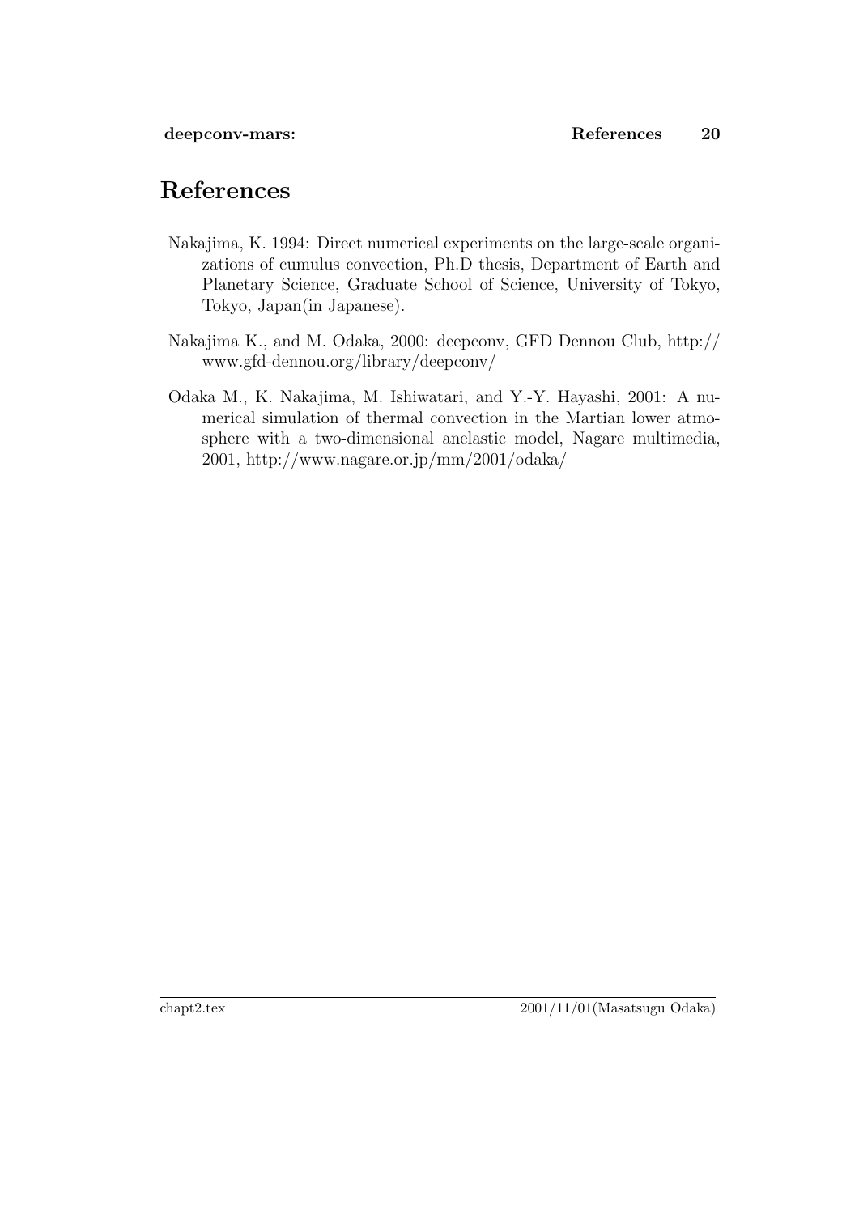# References

Nakajima, K. 1994: Direct numerical experiments on the large-scale organizations of cumulus convection, Ph.D thesis, Department of Earth and Planetary Science, Graduate School of Science, University of Tokyo, Tokyo, Japan(in Japanese).

Nakajima K., and M. Odaka, 2000: deepconv, GFD Dennou Club, http://www.gfd-dennou.org/library/deepconv/

Odaka M., K. Nakajima, M. Ishiwatari, and Y.-Y. Hayashi, 2001: A numerical simulation of thermal convection in the Martian lower atmosphere with a two-dimensional anelastic model, Nagare multimedia, 2001, http://www.nagare.or.jp/mm/2001/odaka/